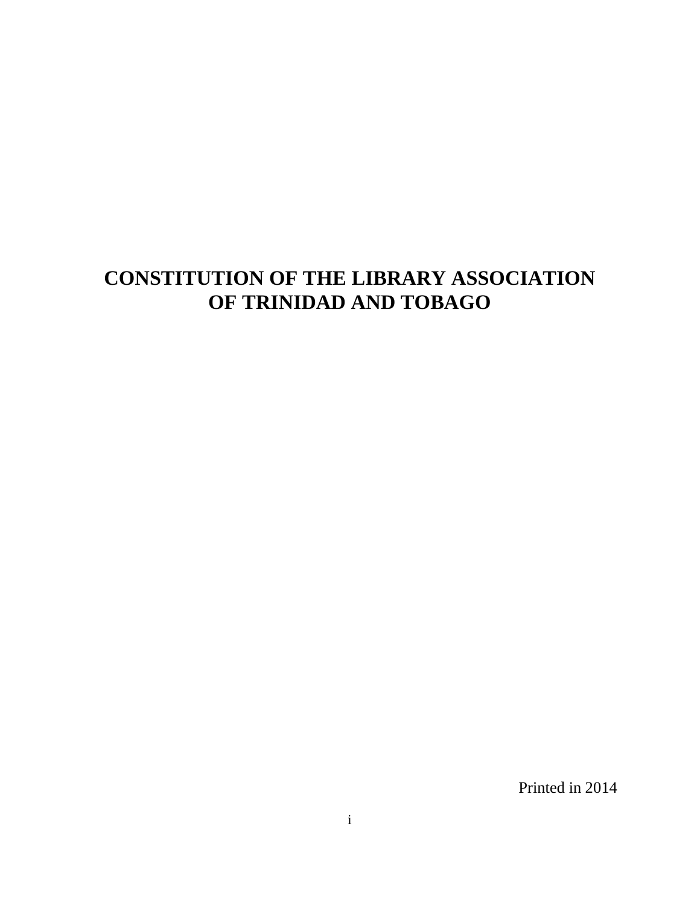# CONSTITUTION OF THE LIBRARY ASSOCIATION OF TRINIDAD AND TOBAGO

Printed in 2014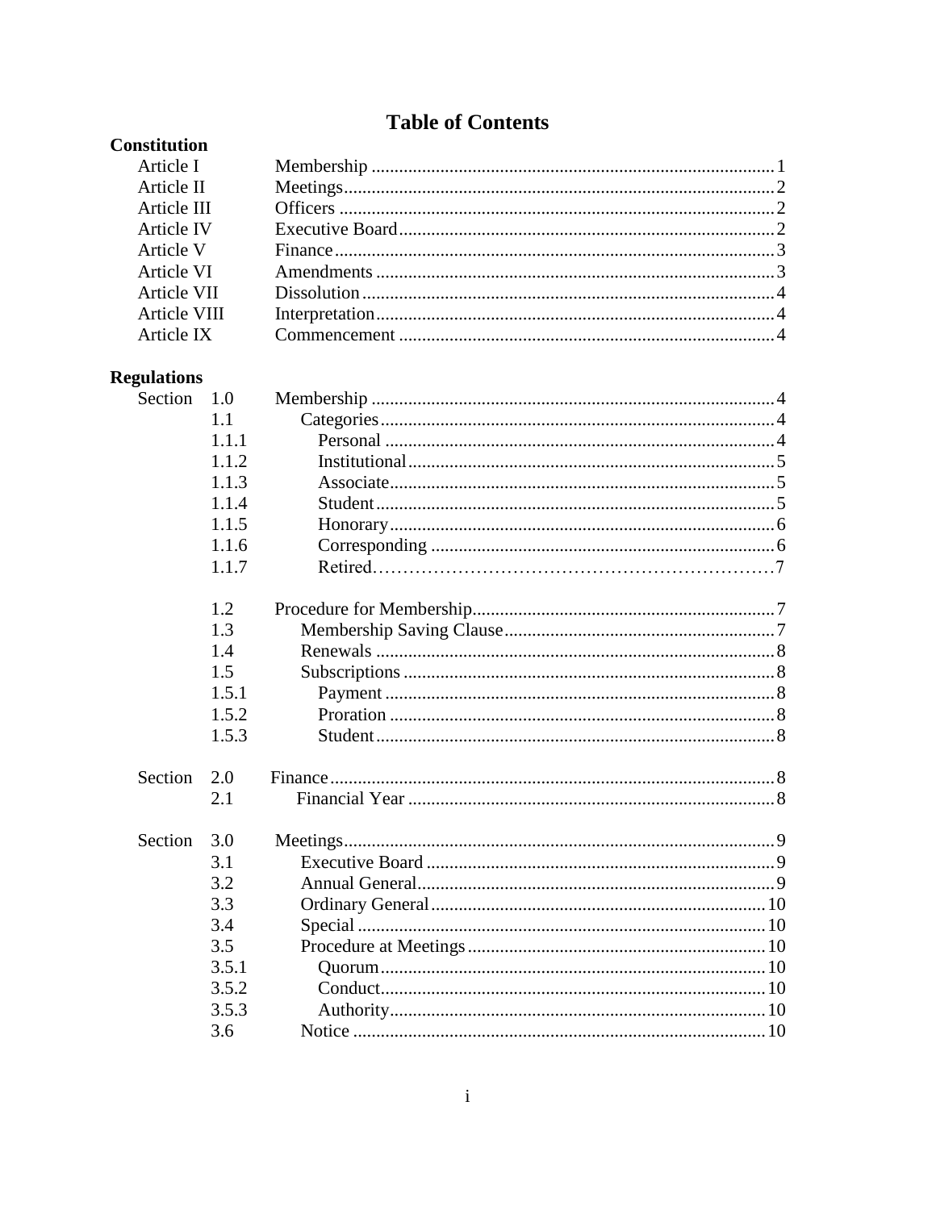# Table of Contents

**Constitution**

| | | |
|---|---|---|
| Article I | Membership | 1 |
| Article II | Meetings | 2 |
| Article III | Officers | 2 |
| Article IV | Executive Board | 2 |
| Article V | Finance | 3 |
| Article VI | Amendments | 3 |
| Article VII | Dissolution | 4 |
| Article VIII | Interpretation | 4 |
| Article IX | Commencement | 4 |

**Regulations**

| | | | |
|---|---|---|---|
| Section | 1.0 | Membership | 4 |
| | 1.1 | Categories | 4 |
| | 1.1.1 | Personal | 4 |
| | 1.1.2 | Institutional | 5 |
| | 1.1.3 | Associate | 5 |
| | 1.1.4 | Student | 5 |
| | 1.1.5 | Honorary | 6 |
| | 1.1.6 | Corresponding | 6 |
| | 1.1.7 | Retired | 7 |
| | 1.2 | Procedure for Membership | 7 |
| | 1.3 | Membership Saving Clause | 7 |
| | 1.4 | Renewals | 8 |
| | 1.5 | Subscriptions | 8 |
| | 1.5.1 | Payment | 8 |
| | 1.5.2 | Proration | 8 |
| | 1.5.3 | Student | 8 |
| Section | 2.0 | Finance | 8 |
| | 2.1 | Financial Year | 8 |
| Section | 3.0 | Meetings | 9 |
| | 3.1 | Executive Board | 9 |
| | 3.2 | Annual General | 9 |
| | 3.3 | Ordinary General | 10 |
| | 3.4 | Special | 10 |
| | 3.5 | Procedure at Meetings | 10 |
| | 3.5.1 | Quorum | 10 |
| | 3.5.2 | Conduct | 10 |
| | 3.5.3 | Authority | 10 |
| | 3.6 | Notice | 10 |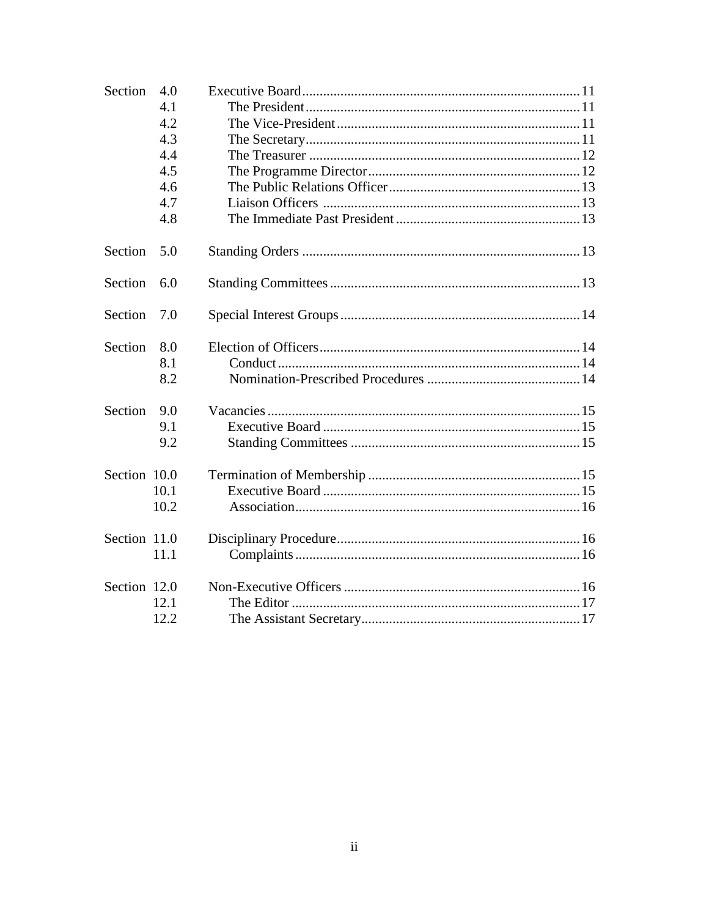| | | | |
|---|---|---|---|
| Section | 4.0 | Executive Board | 11 |
| | 4.1 | The President | 11 |
| | 4.2 | The Vice-President | 11 |
| | 4.3 | The Secretary | 11 |
| | 4.4 | The Treasurer | 12 |
| | 4.5 | The Programme Director | 12 |
| | 4.6 | The Public Relations Officer | 13 |
| | 4.7 | Liaison Officers | 13 |
| | 4.8 | The Immediate Past President | 13 |
| Section | 5.0 | Standing Orders | 13 |
| Section | 6.0 | Standing Committees | 13 |
| Section | 7.0 | Special Interest Groups | 14 |
| Section | 8.0 | Election of Officers | 14 |
| | 8.1 | Conduct | 14 |
| | 8.2 | Nomination-Prescribed Procedures | 14 |
| Section | 9.0 | Vacancies | 15 |
| | 9.1 | Executive Board | 15 |
| | 9.2 | Standing Committees | 15 |
| Section | 10.0 | Termination of Membership | 15 |
| | 10.1 | Executive Board | 15 |
| | 10.2 | Association | 16 |
| Section | 11.0 | Disciplinary Procedure | 16 |
| | 11.1 | Complaints | 16 |
| Section | 12.0 | Non-Executive Officers | 16 |
| | 12.1 | The Editor | 17 |
| | 12.2 | The Assistant Secretary | 17 |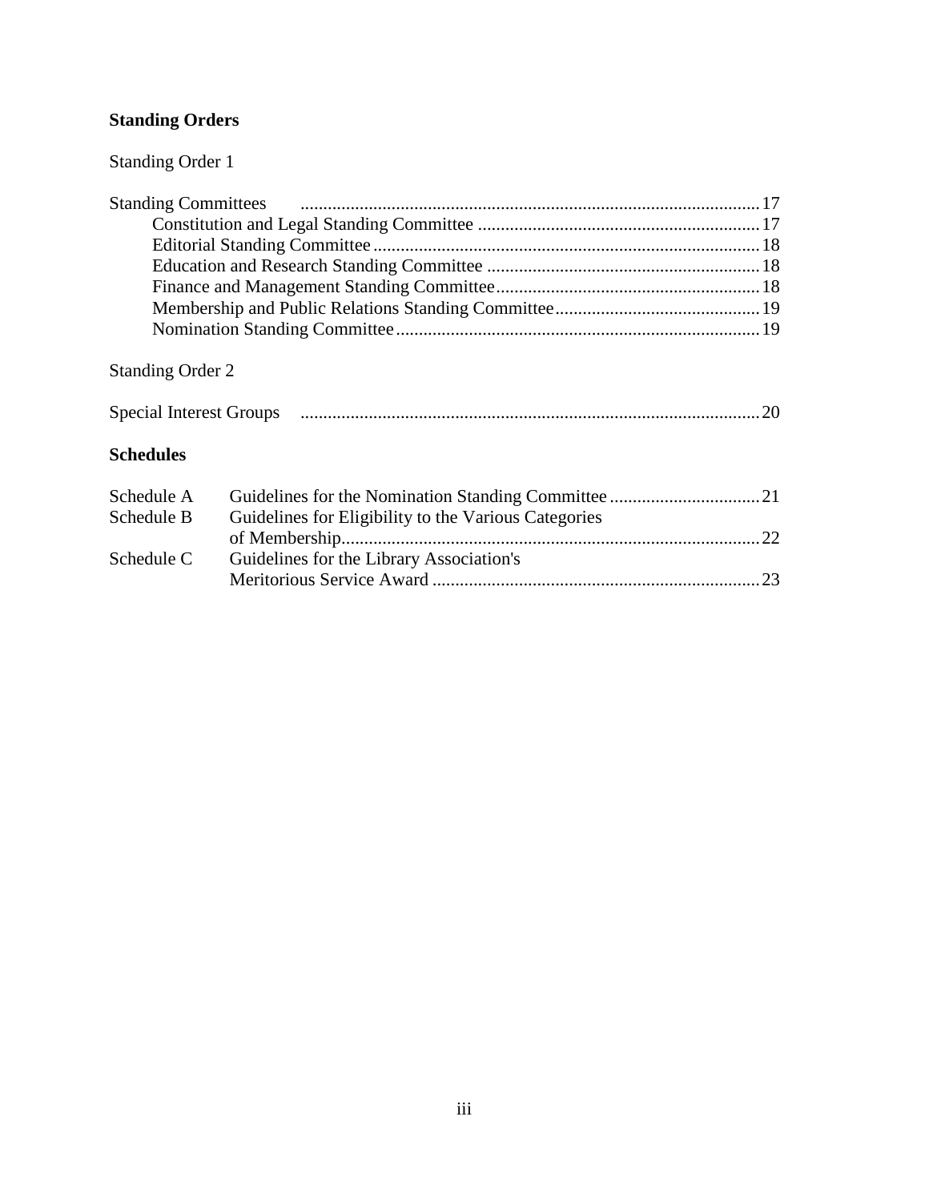**Standing Orders**

Standing Order 1

| | |
|---|---|
| Standing Committees | 17 |
| Constitution and Legal Standing Committee | 17 |
| Editorial Standing Committee | 18 |
| Education and Research Standing Committee | 18 |
| Finance and Management Standing Committee | 18 |
| Membership and Public Relations Standing Committee | 19 |
| Nomination Standing Committee | 19 |

Standing Order 2

| | |
|---|---|
| Special Interest Groups | 20 |

**Schedules**

| | | |
|---|---|---|
| Schedule A | Guidelines for the Nomination Standing Committee | 21 |
| Schedule B | Guidelines for Eligibility to the Various Categories of Membership | 22 |
| Schedule C | Guidelines for the Library Association's Meritorious Service Award | 23 |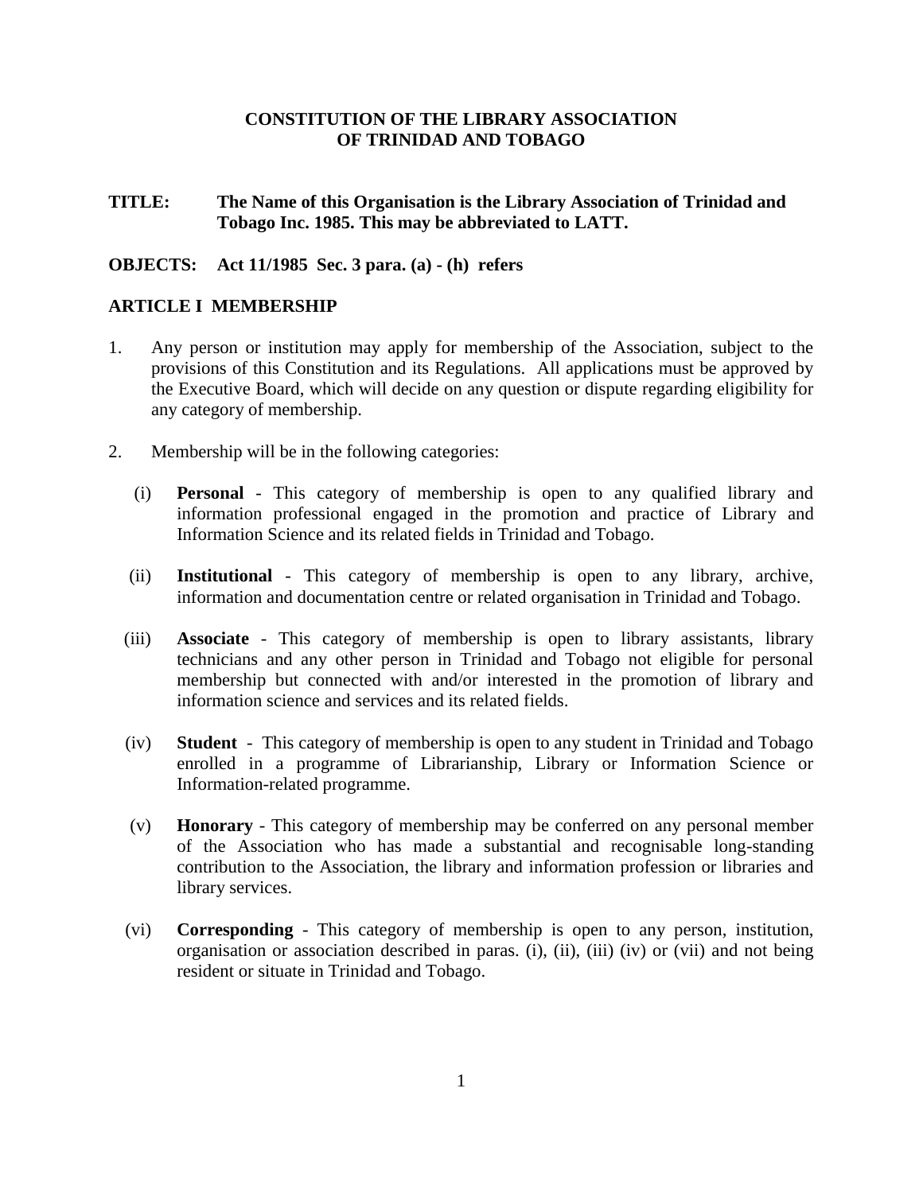# CONSTITUTION OF THE LIBRARY ASSOCIATION OF TRINIDAD AND TOBAGO

**TITLE:** **The Name of this Organisation is the Library Association of Trinidad and Tobago Inc. 1985. This may be abbreviated to LATT.**

**OBJECTS:** **Act 11/1985 Sec. 3 para. (a) - (h) refers**

## ARTICLE I MEMBERSHIP

1. Any person or institution may apply for membership of the Association, subject to the provisions of this Constitution and its Regulations. All applications must be approved by the Executive Board, which will decide on any question or dispute regarding eligibility for any category of membership.

2. Membership will be in the following categories:

   (i) **Personal** - This category of membership is open to any qualified library and information professional engaged in the promotion and practice of Library and Information Science and its related fields in Trinidad and Tobago.

   (ii) **Institutional** - This category of membership is open to any library, archive, information and documentation centre or related organisation in Trinidad and Tobago.

   (iii) **Associate** - This category of membership is open to library assistants, library technicians and any other person in Trinidad and Tobago not eligible for personal membership but connected with and/or interested in the promotion of library and information science and services and its related fields.

   (iv) **Student** - This category of membership is open to any student in Trinidad and Tobago enrolled in a programme of Librarianship, Library or Information Science or Information-related programme.

   (v) **Honorary** - This category of membership may be conferred on any personal member of the Association who has made a substantial and recognisable long-standing contribution to the Association, the library and information profession or libraries and library services.

   (vi) **Corresponding** - This category of membership is open to any person, institution, organisation or association described in paras. (i), (ii), (iii) (iv) or (vii) and not being resident or situate in Trinidad and Tobago.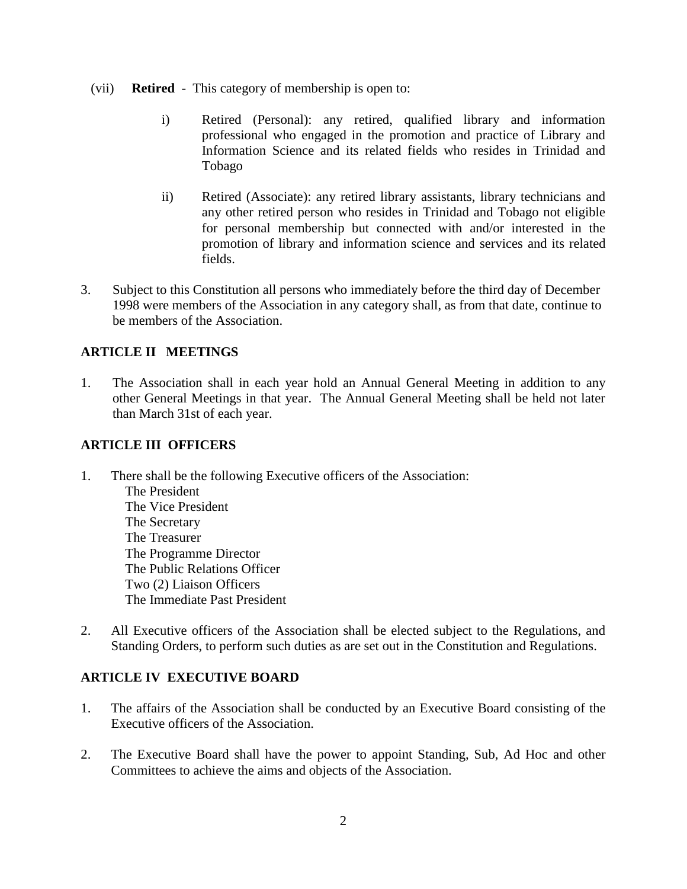(vii) **Retired** - This category of membership is open to:

i) Retired (Personal): any retired, qualified library and information professional who engaged in the promotion and practice of Library and Information Science and its related fields who resides in Trinidad and Tobago

ii) Retired (Associate): any retired library assistants, library technicians and any other retired person who resides in Trinidad and Tobago not eligible for personal membership but connected with and/or interested in the promotion of library and information science and services and its related fields.

3. Subject to this Constitution all persons who immediately before the third day of December 1998 were members of the Association in any category shall, as from that date, continue to be members of the Association.

## ARTICLE II MEETINGS

1. The Association shall in each year hold an Annual General Meeting in addition to any other General Meetings in that year. The Annual General Meeting shall be held not later than March 31st of each year.

## ARTICLE III OFFICERS

1. There shall be the following Executive officers of the Association:
   - The President
   - The Vice President
   - The Secretary
   - The Treasurer
   - The Programme Director
   - The Public Relations Officer
   - Two (2) Liaison Officers
   - The Immediate Past President

2. All Executive officers of the Association shall be elected subject to the Regulations, and Standing Orders, to perform such duties as are set out in the Constitution and Regulations.

## ARTICLE IV EXECUTIVE BOARD

1. The affairs of the Association shall be conducted by an Executive Board consisting of the Executive officers of the Association.

2. The Executive Board shall have the power to appoint Standing, Sub, Ad Hoc and other Committees to achieve the aims and objects of the Association.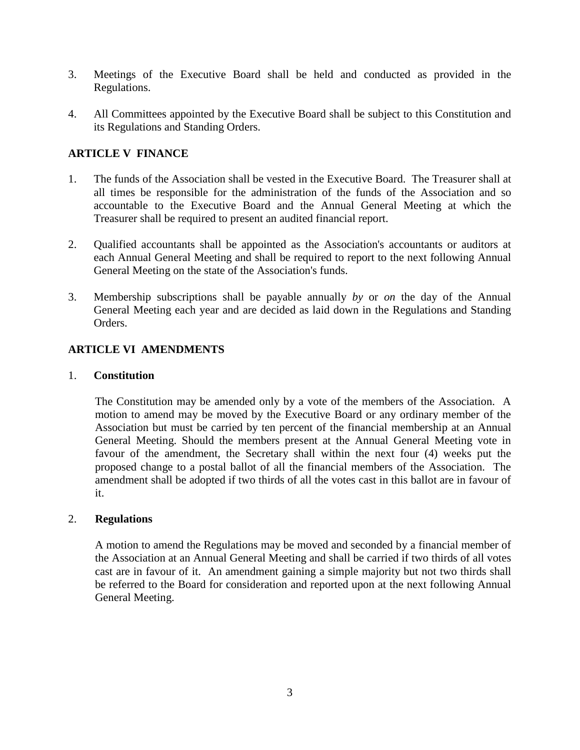3. Meetings of the Executive Board shall be held and conducted as provided in the Regulations.

4. All Committees appointed by the Executive Board shall be subject to this Constitution and its Regulations and Standing Orders.

## ARTICLE V FINANCE

1. The funds of the Association shall be vested in the Executive Board. The Treasurer shall at all times be responsible for the administration of the funds of the Association and so accountable to the Executive Board and the Annual General Meeting at which the Treasurer shall be required to present an audited financial report.

2. Qualified accountants shall be appointed as the Association's accountants or auditors at each Annual General Meeting and shall be required to report to the next following Annual General Meeting on the state of the Association's funds.

3. Membership subscriptions shall be payable annually *by* or *on* the day of the Annual General Meeting each year and are decided as laid down in the Regulations and Standing Orders.

## ARTICLE VI AMENDMENTS

1. **Constitution**

   The Constitution may be amended only by a vote of the members of the Association. A motion to amend may be moved by the Executive Board or any ordinary member of the Association but must be carried by ten percent of the financial membership at an Annual General Meeting. Should the members present at the Annual General Meeting vote in favour of the amendment, the Secretary shall within the next four (4) weeks put the proposed change to a postal ballot of all the financial members of the Association. The amendment shall be adopted if two thirds of all the votes cast in this ballot are in favour of it.

2. **Regulations**

   A motion to amend the Regulations may be moved and seconded by a financial member of the Association at an Annual General Meeting and shall be carried if two thirds of all votes cast are in favour of it. An amendment gaining a simple majority but not two thirds shall be referred to the Board for consideration and reported upon at the next following Annual General Meeting.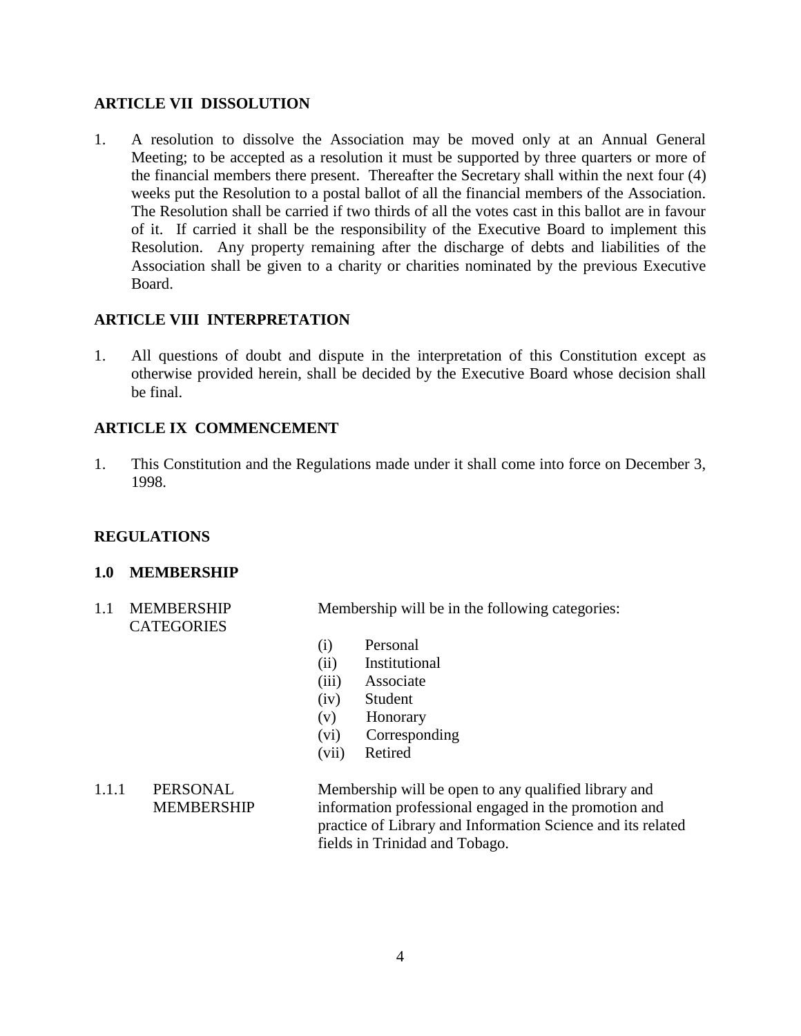## ARTICLE VII DISSOLUTION

1. A resolution to dissolve the Association may be moved only at an Annual General Meeting; to be accepted as a resolution it must be supported by three quarters or more of the financial members there present. Thereafter the Secretary shall within the next four (4) weeks put the Resolution to a postal ballot of all the financial members of the Association. The Resolution shall be carried if two thirds of all the votes cast in this ballot are in favour of it. If carried it shall be the responsibility of the Executive Board to implement this Resolution. Any property remaining after the discharge of debts and liabilities of the Association shall be given to a charity or charities nominated by the previous Executive Board.

## ARTICLE VIII INTERPRETATION

1. All questions of doubt and dispute in the interpretation of this Constitution except as otherwise provided herein, shall be decided by the Executive Board whose decision shall be final.

## ARTICLE IX COMMENCEMENT

1. This Constitution and the Regulations made under it shall come into force on December 3, 1998.

## REGULATIONS

### 1.0 MEMBERSHIP

1.1 MEMBERSHIP CATEGORIES

Membership will be in the following categories:

- (i) Personal
- (ii) Institutional
- (iii) Associate
- (iv) Student
- (v) Honorary
- (vi) Corresponding
- (vii) Retired

1.1.1 PERSONAL MEMBERSHIP

Membership will be open to any qualified library and information professional engaged in the promotion and practice of Library and Information Science and its related fields in Trinidad and Tobago.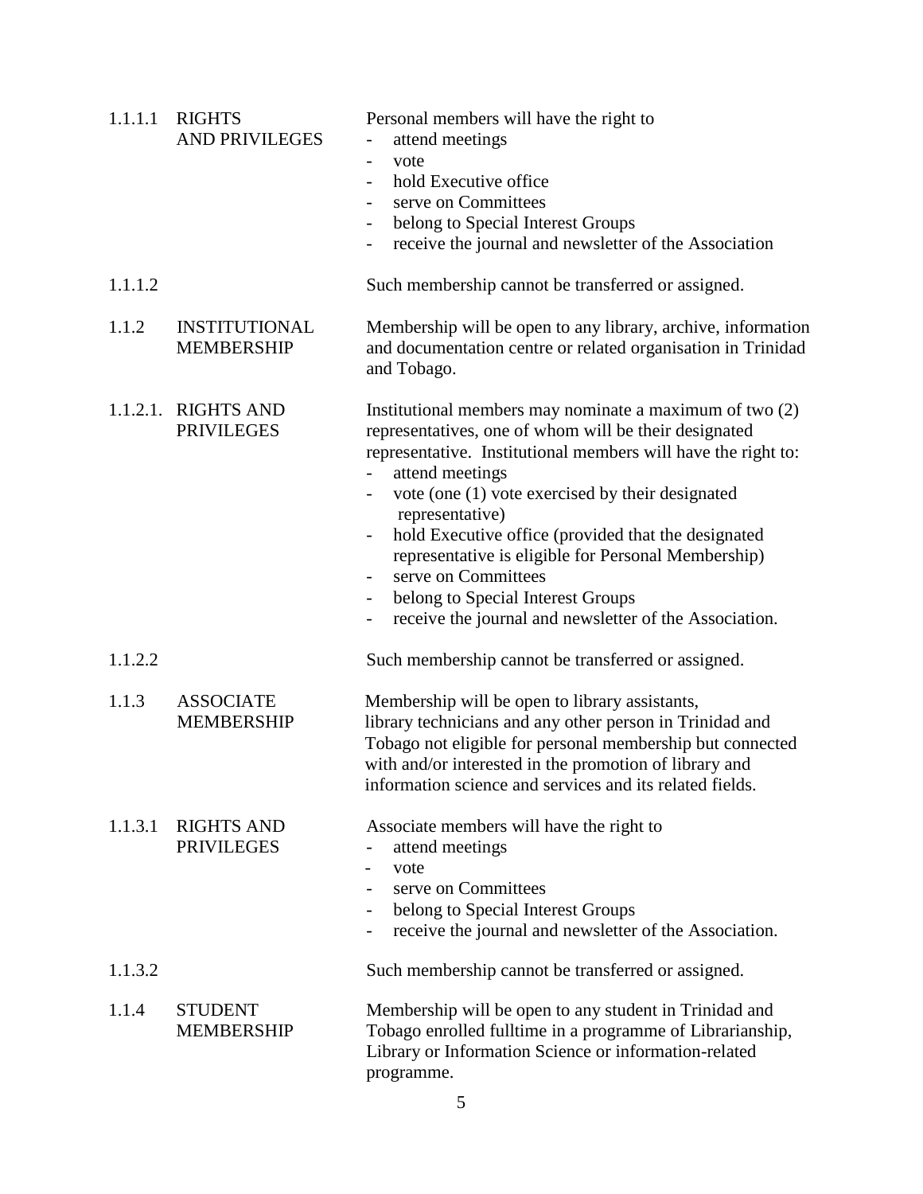1.1.1.1 RIGHTS AND PRIVILEGES

Personal members will have the right to

- attend meetings
- vote
- hold Executive office
- serve on Committees
- belong to Special Interest Groups
- receive the journal and newsletter of the Association

1.1.1.2

Such membership cannot be transferred or assigned.

1.1.2 INSTITUTIONAL MEMBERSHIP

Membership will be open to any library, archive, information and documentation centre or related organisation in Trinidad and Tobago.

1.1.2.1. RIGHTS AND PRIVILEGES

Institutional members may nominate a maximum of two (2) representatives, one of whom will be their designated representative. Institutional members will have the right to:

- attend meetings
- vote (one (1) vote exercised by their designated representative)
- hold Executive office (provided that the designated representative is eligible for Personal Membership)
- serve on Committees
- belong to Special Interest Groups
- receive the journal and newsletter of the Association.

1.1.2.2

Such membership cannot be transferred or assigned.

1.1.3 ASSOCIATE MEMBERSHIP

Membership will be open to library assistants, library technicians and any other person in Trinidad and Tobago not eligible for personal membership but connected with and/or interested in the promotion of library and information science and services and its related fields.

1.1.3.1 RIGHTS AND PRIVILEGES

Associate members will have the right to

- attend meetings
- vote
- serve on Committees
- belong to Special Interest Groups
- receive the journal and newsletter of the Association.

1.1.3.2

Such membership cannot be transferred or assigned.

1.1.4 STUDENT MEMBERSHIP

Membership will be open to any student in Trinidad and Tobago enrolled fulltime in a programme of Librarianship, Library or Information Science or information-related programme.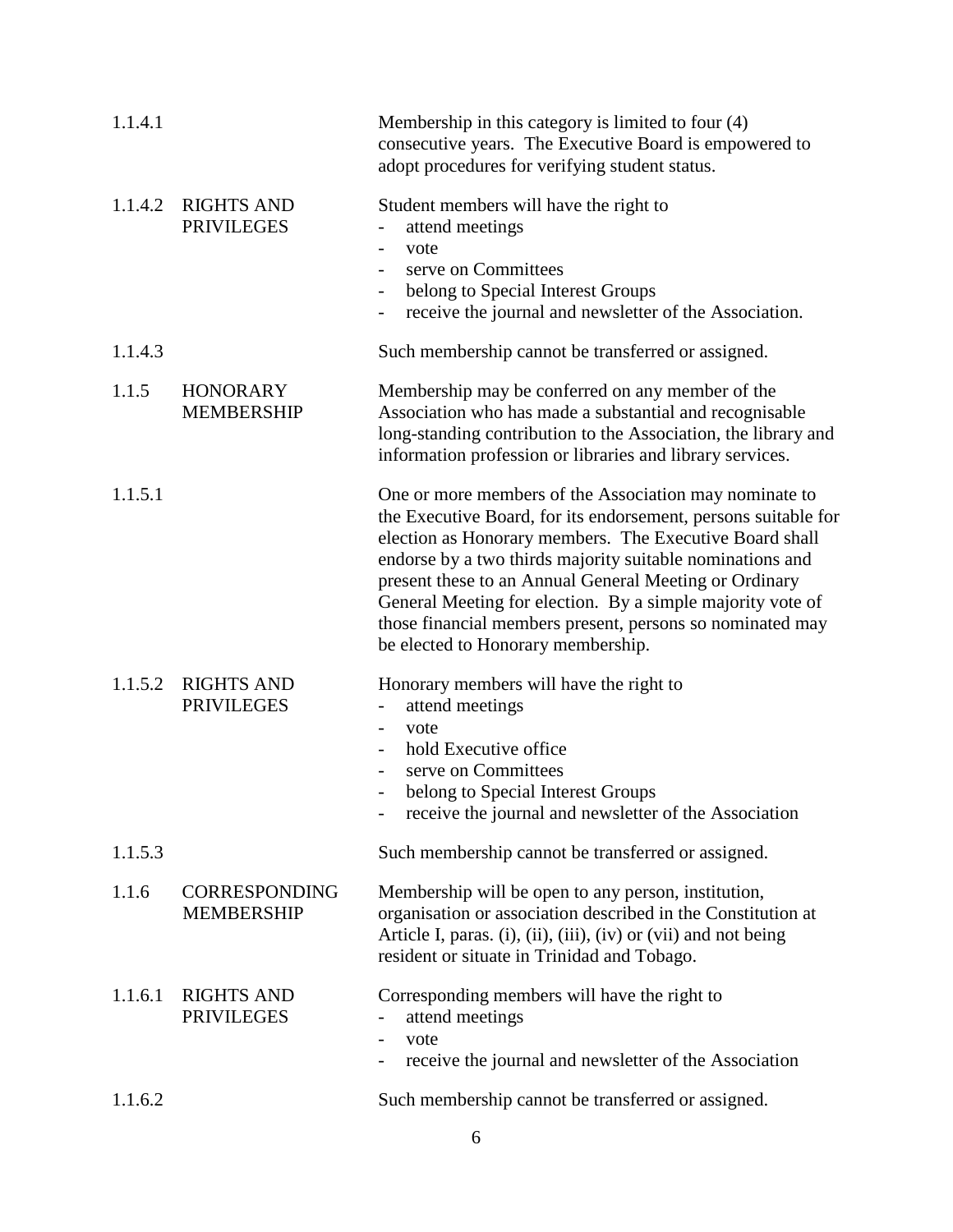1.1.4.1 Membership in this category is limited to four (4) consecutive years. The Executive Board is empowered to adopt procedures for verifying student status.

1.1.4.2 **RIGHTS AND PRIVILEGES**

Student members will have the right to

- attend meetings
- vote
- serve on Committees
- belong to Special Interest Groups
- receive the journal and newsletter of the Association.

1.1.4.3 Such membership cannot be transferred or assigned.

1.1.5 **HONORARY MEMBERSHIP**

Membership may be conferred on any member of the Association who has made a substantial and recognisable long-standing contribution to the Association, the library and information profession or libraries and library services.

1.1.5.1 One or more members of the Association may nominate to the Executive Board, for its endorsement, persons suitable for election as Honorary members. The Executive Board shall endorse by a two thirds majority suitable nominations and present these to an Annual General Meeting or Ordinary General Meeting for election. By a simple majority vote of those financial members present, persons so nominated may be elected to Honorary membership.

1.1.5.2 **RIGHTS AND PRIVILEGES**

Honorary members will have the right to

- attend meetings
- vote
- hold Executive office
- serve on Committees
- belong to Special Interest Groups
- receive the journal and newsletter of the Association

1.1.5.3 Such membership cannot be transferred or assigned.

1.1.6 **CORRESPONDING MEMBERSHIP**

Membership will be open to any person, institution, organisation or association described in the Constitution at Article I, paras. (i), (ii), (iii), (iv) or (vii) and not being resident or situate in Trinidad and Tobago.

1.1.6.1 **RIGHTS AND PRIVILEGES**

Corresponding members will have the right to

- attend meetings
- vote
- receive the journal and newsletter of the Association

1.1.6.2 Such membership cannot be transferred or assigned.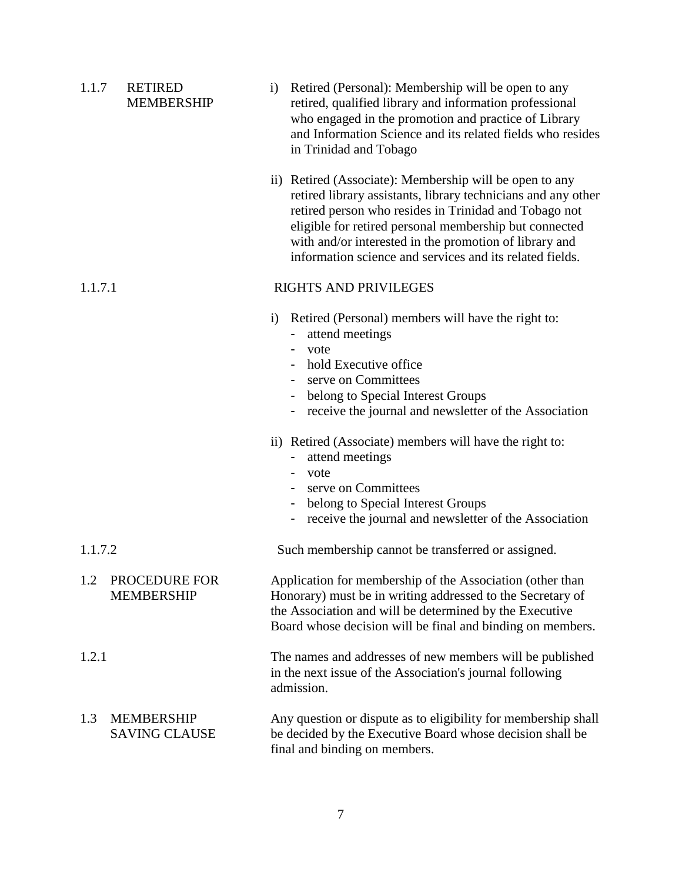**1.1.7 RETIRED MEMBERSHIP**

i) Retired (Personal): Membership will be open to any retired, qualified library and information professional who engaged in the promotion and practice of Library and Information Science and its related fields who resides in Trinidad and Tobago

ii) Retired (Associate): Membership will be open to any retired library assistants, library technicians and any other retired person who resides in Trinidad and Tobago not eligible for retired personal membership but connected with and/or interested in the promotion of library and information science and services and its related fields.

**1.1.7.1 RIGHTS AND PRIVILEGES**

i) Retired (Personal) members will have the right to:
- attend meetings
- vote
- hold Executive office
- serve on Committees
- belong to Special Interest Groups
- receive the journal and newsletter of the Association

ii) Retired (Associate) members will have the right to:
- attend meetings
- vote
- serve on Committees
- belong to Special Interest Groups
- receive the journal and newsletter of the Association

**1.1.7.2** Such membership cannot be transferred or assigned.

**1.2 PROCEDURE FOR MEMBERSHIP**

Application for membership of the Association (other than Honorary) must be in writing addressed to the Secretary of the Association and will be determined by the Executive Board whose decision will be final and binding on members.

**1.2.1** The names and addresses of new members will be published in the next issue of the Association's journal following admission.

**1.3 MEMBERSHIP SAVING CLAUSE**

Any question or dispute as to eligibility for membership shall be decided by the Executive Board whose decision shall be final and binding on members.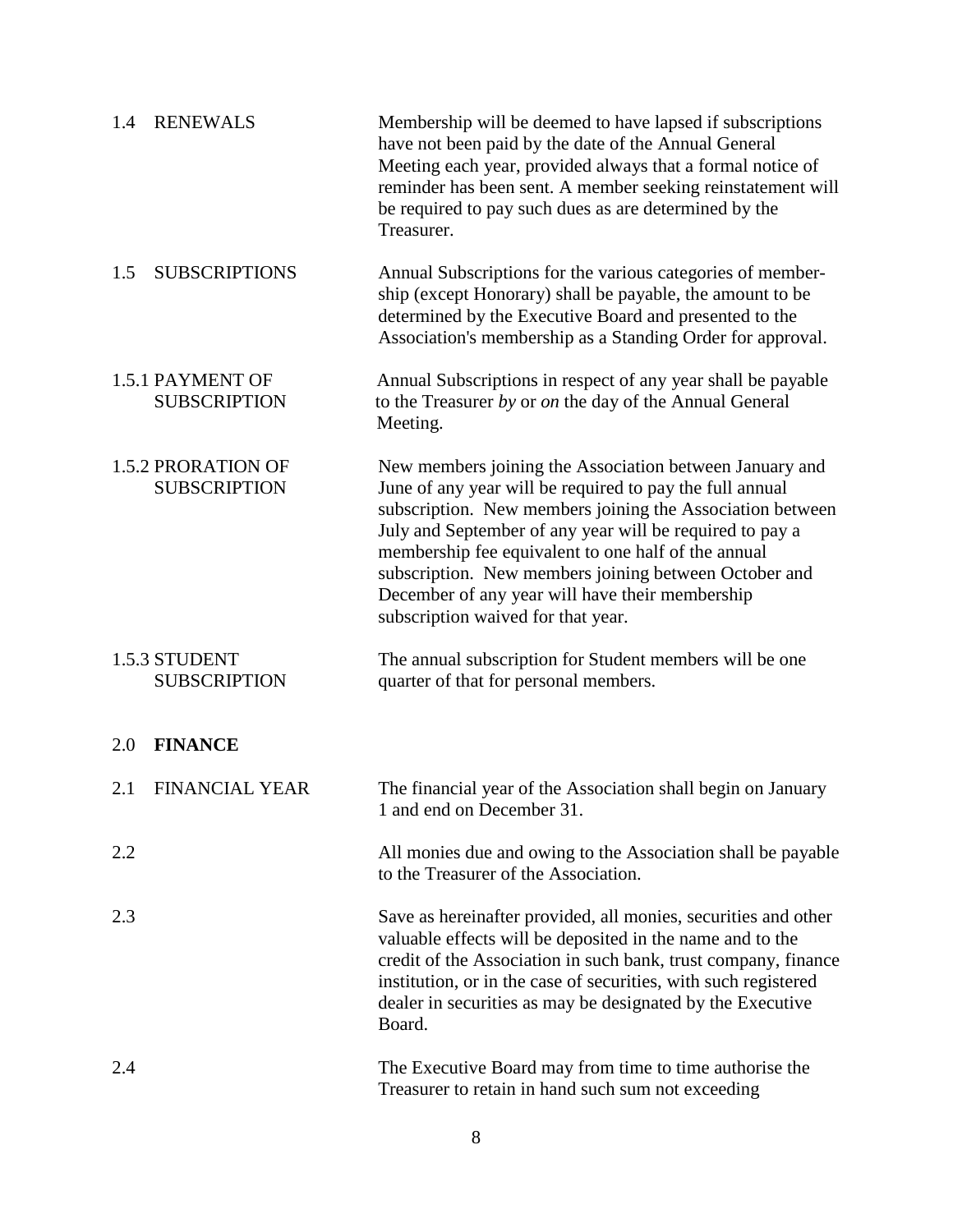1.4 RENEWALS

Membership will be deemed to have lapsed if subscriptions have not been paid by the date of the Annual General Meeting each year, provided always that a formal notice of reminder has been sent. A member seeking reinstatement will be required to pay such dues as are determined by the Treasurer.

1.5 SUBSCRIPTIONS

Annual Subscriptions for the various categories of membership (except Honorary) shall be payable, the amount to be determined by the Executive Board and presented to the Association's membership as a Standing Order for approval.

1.5.1 PAYMENT OF SUBSCRIPTION

Annual Subscriptions in respect of any year shall be payable to the Treasurer *by* or *on* the day of the Annual General Meeting.

1.5.2 PRORATION OF SUBSCRIPTION

New members joining the Association between January and June of any year will be required to pay the full annual subscription. New members joining the Association between July and September of any year will be required to pay a membership fee equivalent to one half of the annual subscription. New members joining between October and December of any year will have their membership subscription waived for that year.

1.5.3 STUDENT SUBSCRIPTION

The annual subscription for Student members will be one quarter of that for personal members.

## 2.0 **FINANCE**

2.1 FINANCIAL YEAR

The financial year of the Association shall begin on January 1 and end on December 31.

2.2

All monies due and owing to the Association shall be payable to the Treasurer of the Association.

2.3

Save as hereinafter provided, all monies, securities and other valuable effects will be deposited in the name and to the credit of the Association in such bank, trust company, finance institution, or in the case of securities, with such registered dealer in securities as may be designated by the Executive Board.

2.4

The Executive Board may from time to time authorise the Treasurer to retain in hand such sum not exceeding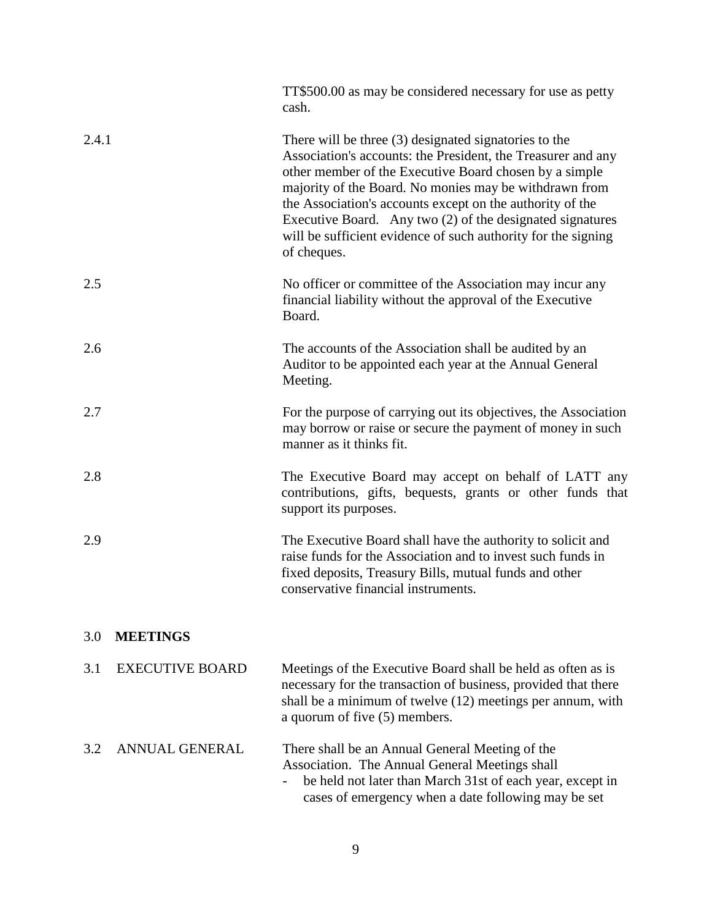TT$500.00 as may be considered necessary for use as petty cash.

2.4.1 There will be three (3) designated signatories to the Association's accounts: the President, the Treasurer and any other member of the Executive Board chosen by a simple majority of the Board. No monies may be withdrawn from the Association's accounts except on the authority of the Executive Board. Any two (2) of the designated signatures will be sufficient evidence of such authority for the signing of cheques.

2.5 No officer or committee of the Association may incur any financial liability without the approval of the Executive Board.

2.6 The accounts of the Association shall be audited by an Auditor to be appointed each year at the Annual General Meeting.

2.7 For the purpose of carrying out its objectives, the Association may borrow or raise or secure the payment of money in such manner as it thinks fit.

2.8 The Executive Board may accept on behalf of LATT any contributions, gifts, bequests, grants or other funds that support its purposes.

2.9 The Executive Board shall have the authority to solicit and raise funds for the Association and to invest such funds in fixed deposits, Treasury Bills, mutual funds and other conservative financial instruments.

## 3.0 **MEETINGS**

3.1 EXECUTIVE BOARD Meetings of the Executive Board shall be held as often as is necessary for the transaction of business, provided that there shall be a minimum of twelve (12) meetings per annum, with a quorum of five (5) members.

3.2 ANNUAL GENERAL There shall be an Annual General Meeting of the Association. The Annual General Meetings shall

- be held not later than March 31st of each year, except in cases of emergency when a date following may be set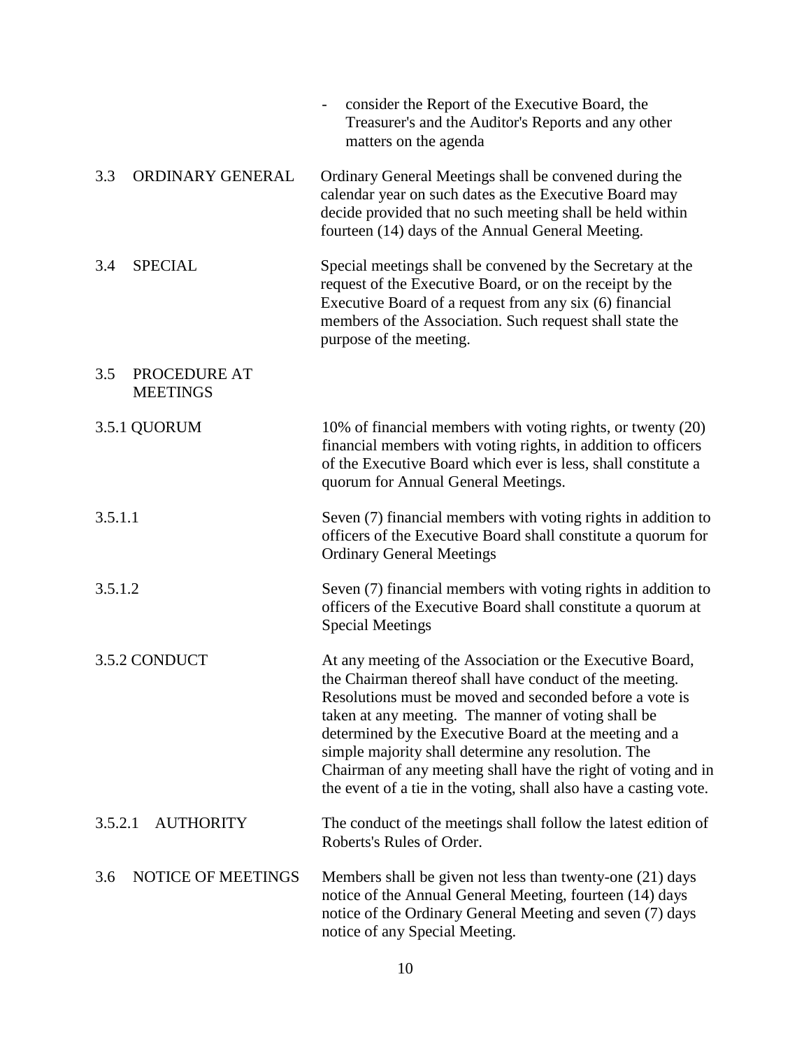- consider the Report of the Executive Board, the Treasurer's and the Auditor's Reports and any other matters on the agenda

**3.3 ORDINARY GENERAL**

Ordinary General Meetings shall be convened during the calendar year on such dates as the Executive Board may decide provided that no such meeting shall be held within fourteen (14) days of the Annual General Meeting.

**3.4 SPECIAL**

Special meetings shall be convened by the Secretary at the request of the Executive Board, or on the receipt by the Executive Board of a request from any six (6) financial members of the Association. Such request shall state the purpose of the meeting.

**3.5 PROCEDURE AT MEETINGS**

**3.5.1 QUORUM**

10% of financial members with voting rights, or twenty (20) financial members with voting rights, in addition to officers of the Executive Board which ever is less, shall constitute a quorum for Annual General Meetings.

**3.5.1.1**

Seven (7) financial members with voting rights in addition to officers of the Executive Board shall constitute a quorum for Ordinary General Meetings

**3.5.1.2**

Seven (7) financial members with voting rights in addition to officers of the Executive Board shall constitute a quorum at Special Meetings

**3.5.2 CONDUCT**

At any meeting of the Association or the Executive Board, the Chairman thereof shall have conduct of the meeting. Resolutions must be moved and seconded before a vote is taken at any meeting. The manner of voting shall be determined by the Executive Board at the meeting and a simple majority shall determine any resolution. The Chairman of any meeting shall have the right of voting and in the event of a tie in the voting, shall also have a casting vote.

**3.5.2.1 AUTHORITY**

The conduct of the meetings shall follow the latest edition of Roberts's Rules of Order.

**3.6 NOTICE OF MEETINGS**

Members shall be given not less than twenty-one (21) days notice of the Annual General Meeting, fourteen (14) days notice of the Ordinary General Meeting and seven (7) days notice of any Special Meeting.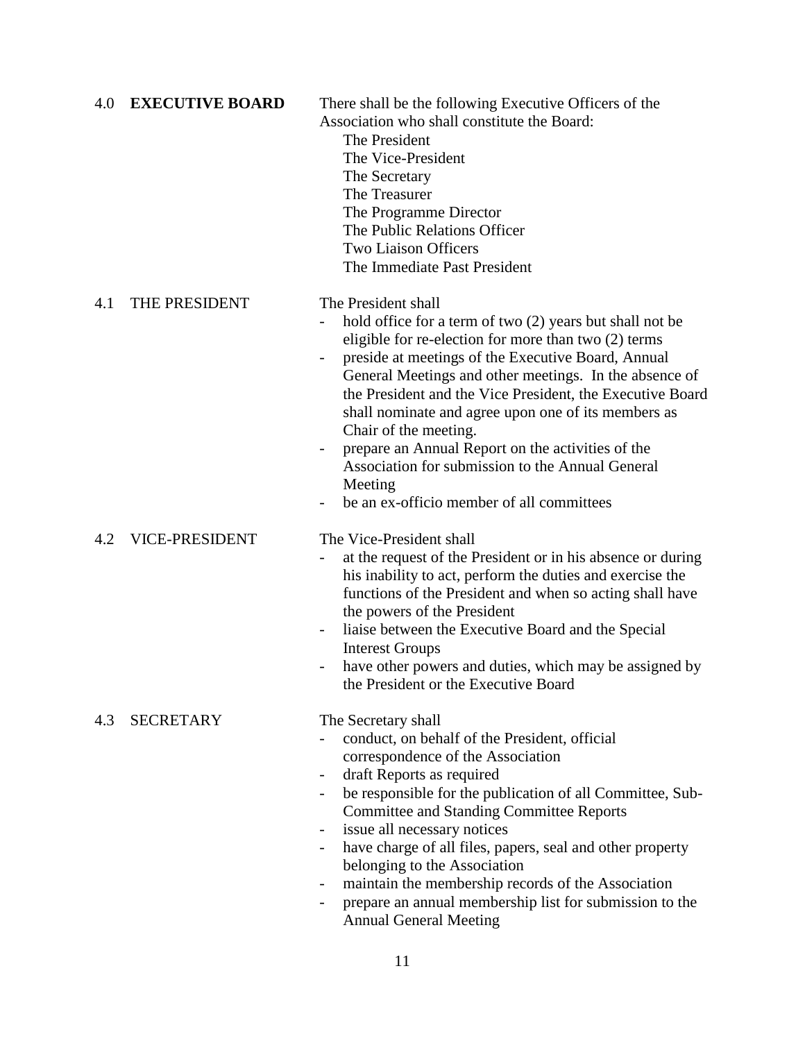## 4.0 EXECUTIVE BOARD

There shall be the following Executive Officers of the Association who shall constitute the Board:

- The President
- The Vice-President
- The Secretary
- The Treasurer
- The Programme Director
- The Public Relations Officer
- Two Liaison Officers
- The Immediate Past President

### 4.1 THE PRESIDENT

The President shall

- hold office for a term of two (2) years but shall not be eligible for re-election for more than two (2) terms
- preside at meetings of the Executive Board, Annual General Meetings and other meetings. In the absence of the President and the Vice President, the Executive Board shall nominate and agree upon one of its members as Chair of the meeting.
- prepare an Annual Report on the activities of the Association for submission to the Annual General Meeting
- be an ex-officio member of all committees

### 4.2 VICE-PRESIDENT

The Vice-President shall

- at the request of the President or in his absence or during his inability to act, perform the duties and exercise the functions of the President and when so acting shall have the powers of the President
- liaise between the Executive Board and the Special Interest Groups
- have other powers and duties, which may be assigned by the President or the Executive Board

### 4.3 SECRETARY

The Secretary shall

- conduct, on behalf of the President, official correspondence of the Association
- draft Reports as required
- be responsible for the publication of all Committee, Sub-Committee and Standing Committee Reports
- issue all necessary notices
- have charge of all files, papers, seal and other property belonging to the Association
- maintain the membership records of the Association
- prepare an annual membership list for submission to the Annual General Meeting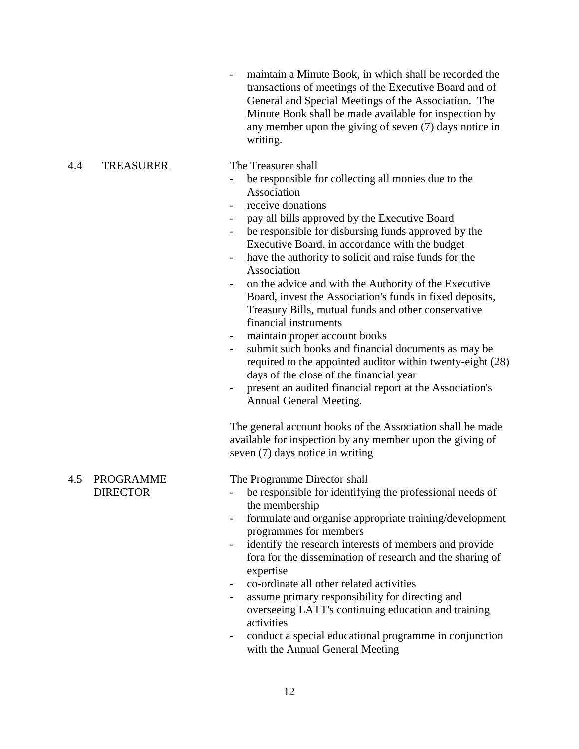- maintain a Minute Book, in which shall be recorded the transactions of meetings of the Executive Board and of General and Special Meetings of the Association. The Minute Book shall be made available for inspection by any member upon the giving of seven (7) days notice in writing.

### 4.4 TREASURER

The Treasurer shall

- be responsible for collecting all monies due to the Association
- receive donations
- pay all bills approved by the Executive Board
- be responsible for disbursing funds approved by the Executive Board, in accordance with the budget
- have the authority to solicit and raise funds for the Association
- on the advice and with the Authority of the Executive Board, invest the Association's funds in fixed deposits, Treasury Bills, mutual funds and other conservative financial instruments
- maintain proper account books
- submit such books and financial documents as may be required to the appointed auditor within twenty-eight (28) days of the close of the financial year
- present an audited financial report at the Association's Annual General Meeting.

The general account books of the Association shall be made available for inspection by any member upon the giving of seven (7) days notice in writing

### 4.5 PROGRAMME DIRECTOR

The Programme Director shall

- be responsible for identifying the professional needs of the membership
- formulate and organise appropriate training/development programmes for members
- identify the research interests of members and provide fora for the dissemination of research and the sharing of expertise
- co-ordinate all other related activities
- assume primary responsibility for directing and overseeing LATT's continuing education and training activities
- conduct a special educational programme in conjunction with the Annual General Meeting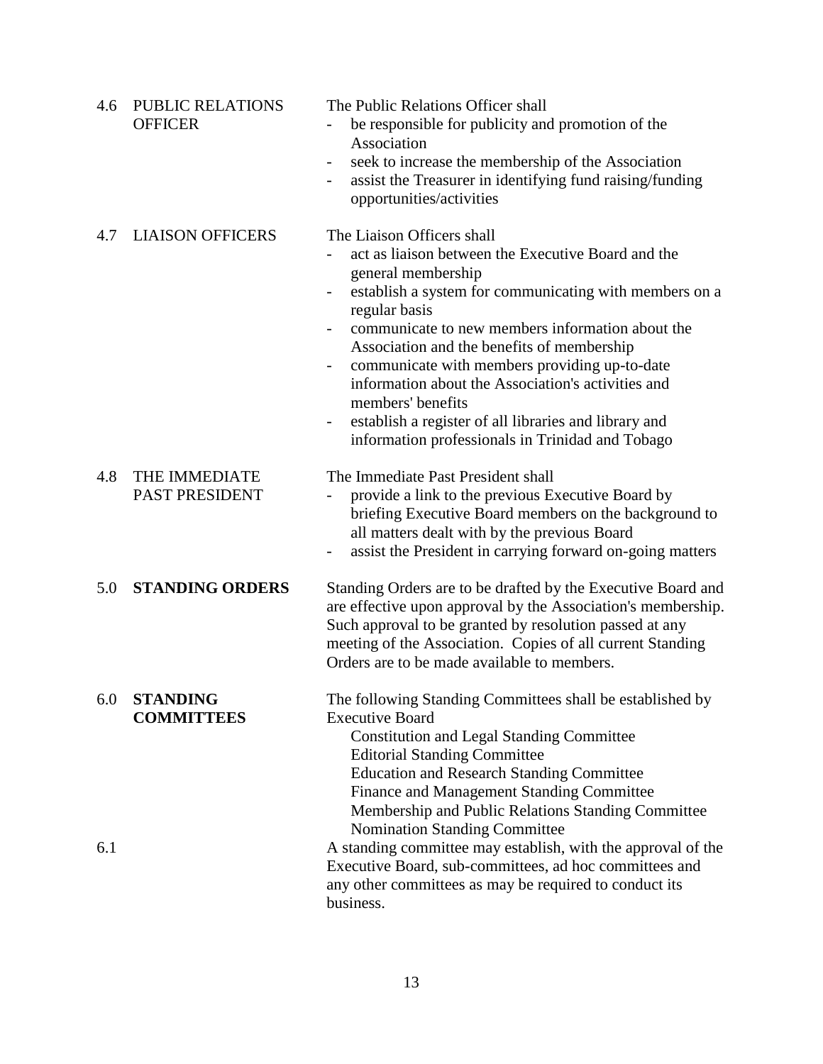**4.6 PUBLIC RELATIONS OFFICER**

The Public Relations Officer shall

- be responsible for publicity and promotion of the Association
- seek to increase the membership of the Association
- assist the Treasurer in identifying fund raising/funding opportunities/activities

**4.7 LIAISON OFFICERS**

The Liaison Officers shall

- act as liaison between the Executive Board and the general membership
- establish a system for communicating with members on a regular basis
- communicate to new members information about the Association and the benefits of membership
- communicate with members providing up-to-date information about the Association's activities and members' benefits
- establish a register of all libraries and library and information professionals in Trinidad and Tobago

**4.8 THE IMMEDIATE PAST PRESIDENT**

The Immediate Past President shall

- provide a link to the previous Executive Board by briefing Executive Board members on the background to all matters dealt with by the previous Board
- assist the President in carrying forward on-going matters

## 5.0 STANDING ORDERS

Standing Orders are to be drafted by the Executive Board and are effective upon approval by the Association's membership. Such approval to be granted by resolution passed at any meeting of the Association. Copies of all current Standing Orders are to be made available to members.

## 6.0 STANDING COMMITTEES

The following Standing Committees shall be established by Executive Board

Constitution and Legal Standing Committee
Editorial Standing Committee
Education and Research Standing Committee
Finance and Management Standing Committee
Membership and Public Relations Standing Committee
Nomination Standing Committee

6.1 A standing committee may establish, with the approval of the Executive Board, sub-committees, ad hoc committees and any other committees as may be required to conduct its business.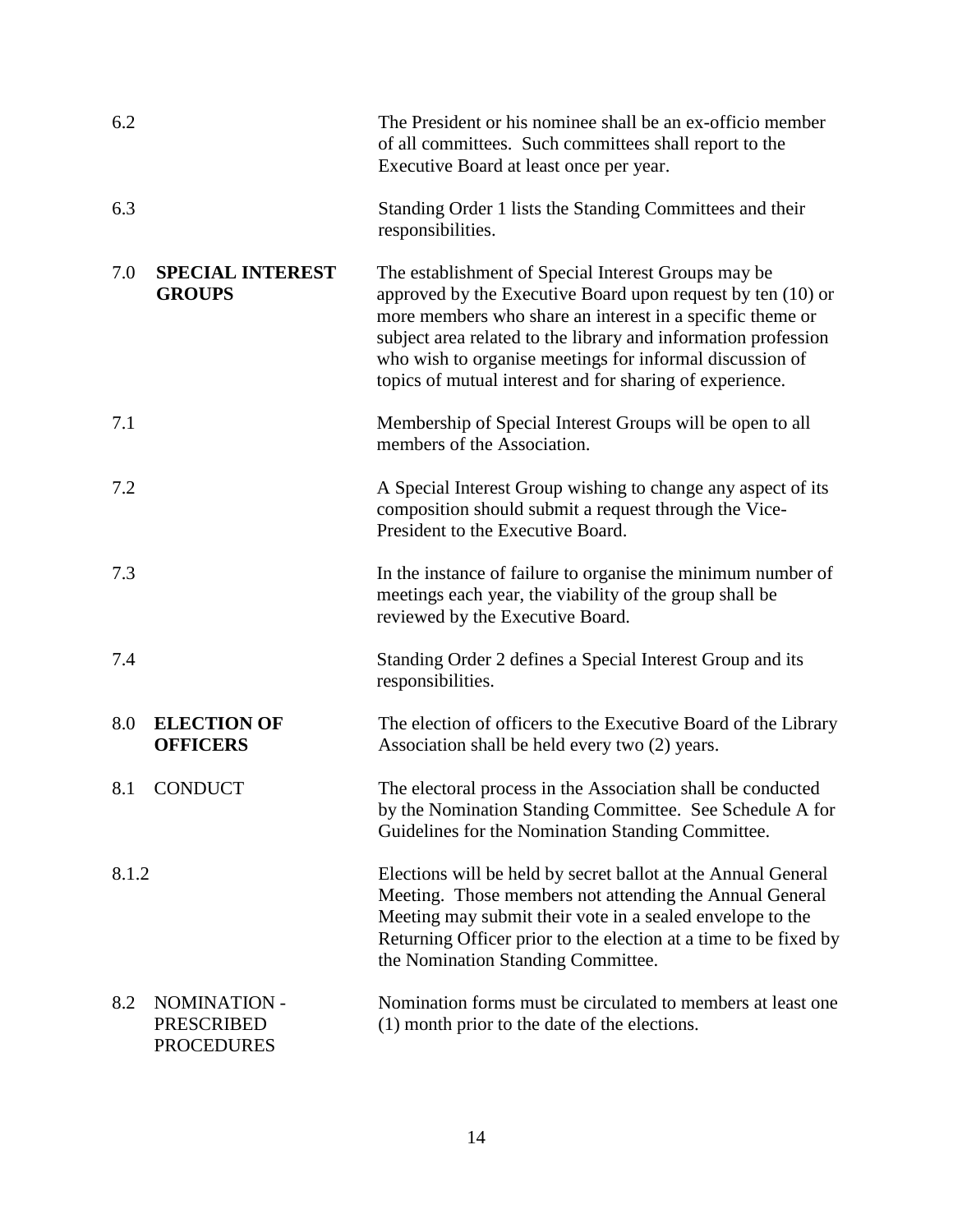6.2 The President or his nominee shall be an ex-officio member of all committees. Such committees shall report to the Executive Board at least once per year.

6.3 Standing Order 1 lists the Standing Committees and their responsibilities.

**7.0 SPECIAL INTEREST GROUPS** The establishment of Special Interest Groups may be approved by the Executive Board upon request by ten (10) or more members who share an interest in a specific theme or subject area related to the library and information profession who wish to organise meetings for informal discussion of topics of mutual interest and for sharing of experience.

7.1 Membership of Special Interest Groups will be open to all members of the Association.

7.2 A Special Interest Group wishing to change any aspect of its composition should submit a request through the Vice-President to the Executive Board.

7.3 In the instance of failure to organise the minimum number of meetings each year, the viability of the group shall be reviewed by the Executive Board.

7.4 Standing Order 2 defines a Special Interest Group and its responsibilities.

**8.0 ELECTION OF OFFICERS** The election of officers to the Executive Board of the Library Association shall be held every two (2) years.

8.1 CONDUCT The electoral process in the Association shall be conducted by the Nomination Standing Committee. See Schedule A for Guidelines for the Nomination Standing Committee.

8.1.2 Elections will be held by secret ballot at the Annual General Meeting. Those members not attending the Annual General Meeting may submit their vote in a sealed envelope to the Returning Officer prior to the election at a time to be fixed by the Nomination Standing Committee.

8.2 NOMINATION - PRESCRIBED PROCEDURES Nomination forms must be circulated to members at least one (1) month prior to the date of the elections.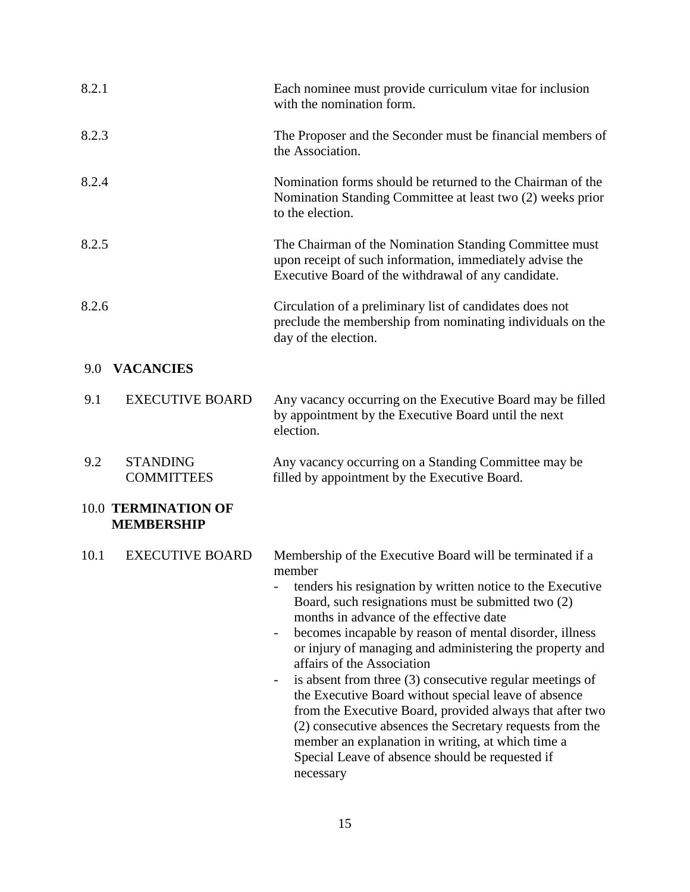8.2.1 Each nominee must provide curriculum vitae for inclusion with the nomination form.

8.2.3 The Proposer and the Seconder must be financial members of the Association.

8.2.4 Nomination forms should be returned to the Chairman of the Nomination Standing Committee at least two (2) weeks prior to the election.

8.2.5 The Chairman of the Nomination Standing Committee must upon receipt of such information, immediately advise the Executive Board of the withdrawal of any candidate.

8.2.6 Circulation of a preliminary list of candidates does not preclude the membership from nominating individuals on the day of the election.

## 9.0 VACANCIES

9.1 EXECUTIVE BOARD Any vacancy occurring on the Executive Board may be filled by appointment by the Executive Board until the next election.

9.2 STANDING COMMITTEES Any vacancy occurring on a Standing Committee may be filled by appointment by the Executive Board.

## 10.0 TERMINATION OF MEMBERSHIP

10.1 EXECUTIVE BOARD Membership of the Executive Board will be terminated if a member

- tenders his resignation by written notice to the Executive Board, such resignations must be submitted two (2) months in advance of the effective date
- becomes incapable by reason of mental disorder, illness or injury of managing and administering the property and affairs of the Association
- is absent from three (3) consecutive regular meetings of the Executive Board without special leave of absence from the Executive Board, provided always that after two (2) consecutive absences the Secretary requests from the member an explanation in writing, at which time a Special Leave of absence should be requested if necessary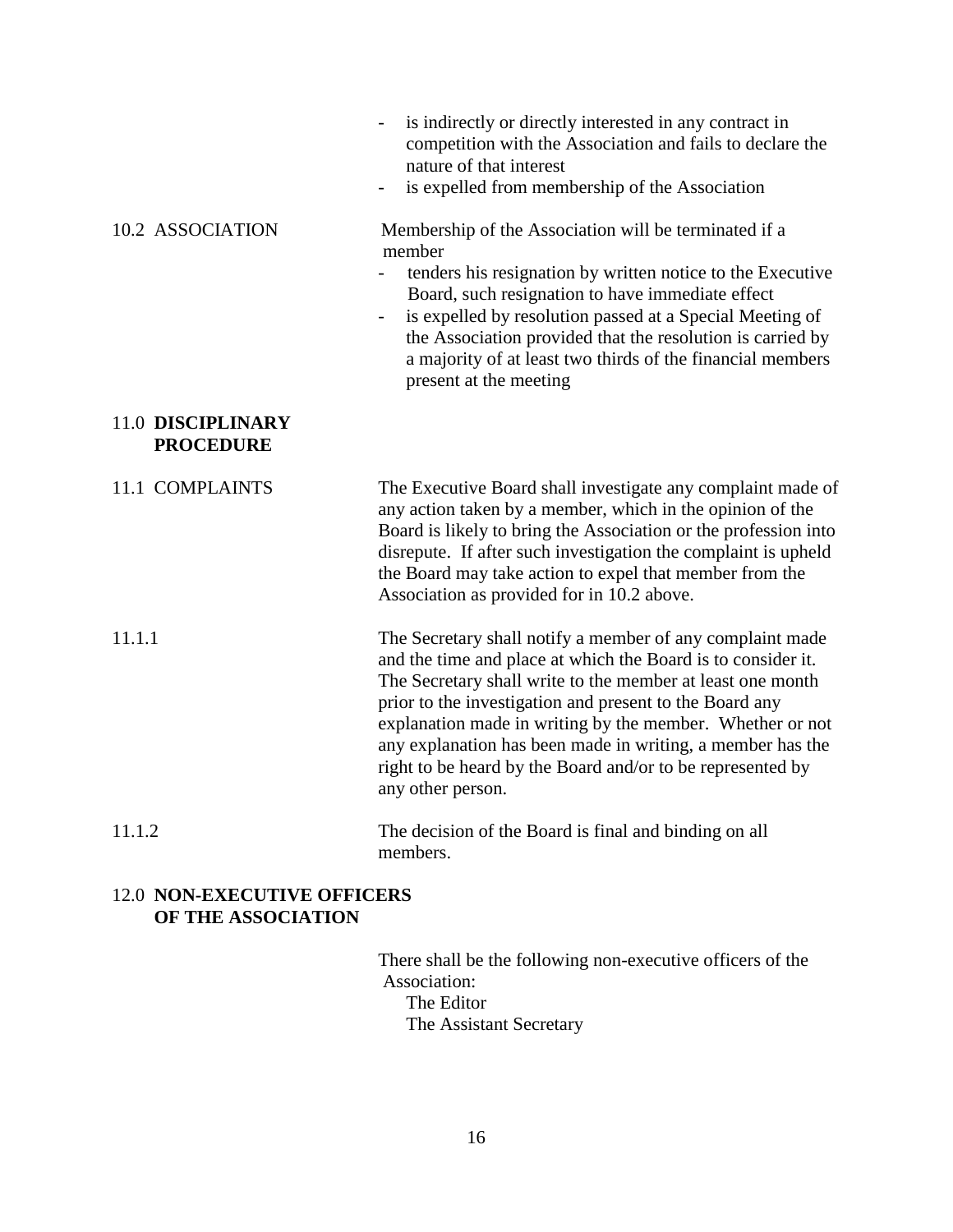- is indirectly or directly interested in any contract in competition with the Association and fails to declare the nature of that interest
- is expelled from membership of the Association

10.2 ASSOCIATION

Membership of the Association will be terminated if a member

- tenders his resignation by written notice to the Executive Board, such resignation to have immediate effect
- is expelled by resolution passed at a Special Meeting of the Association provided that the resolution is carried by a majority of at least two thirds of the financial members present at the meeting

## 11.0 DISCIPLINARY PROCEDURE

11.1 COMPLAINTS

The Executive Board shall investigate any complaint made of any action taken by a member, which in the opinion of the Board is likely to bring the Association or the profession into disrepute. If after such investigation the complaint is upheld the Board may take action to expel that member from the Association as provided for in 10.2 above.

11.1.1

The Secretary shall notify a member of any complaint made and the time and place at which the Board is to consider it. The Secretary shall write to the member at least one month prior to the investigation and present to the Board any explanation made in writing by the member. Whether or not any explanation has been made in writing, a member has the right to be heard by the Board and/or to be represented by any other person.

11.1.2

The decision of the Board is final and binding on all members.

## 12.0 NON-EXECUTIVE OFFICERS OF THE ASSOCIATION

There shall be the following non-executive officers of the Association:

The Editor
The Assistant Secretary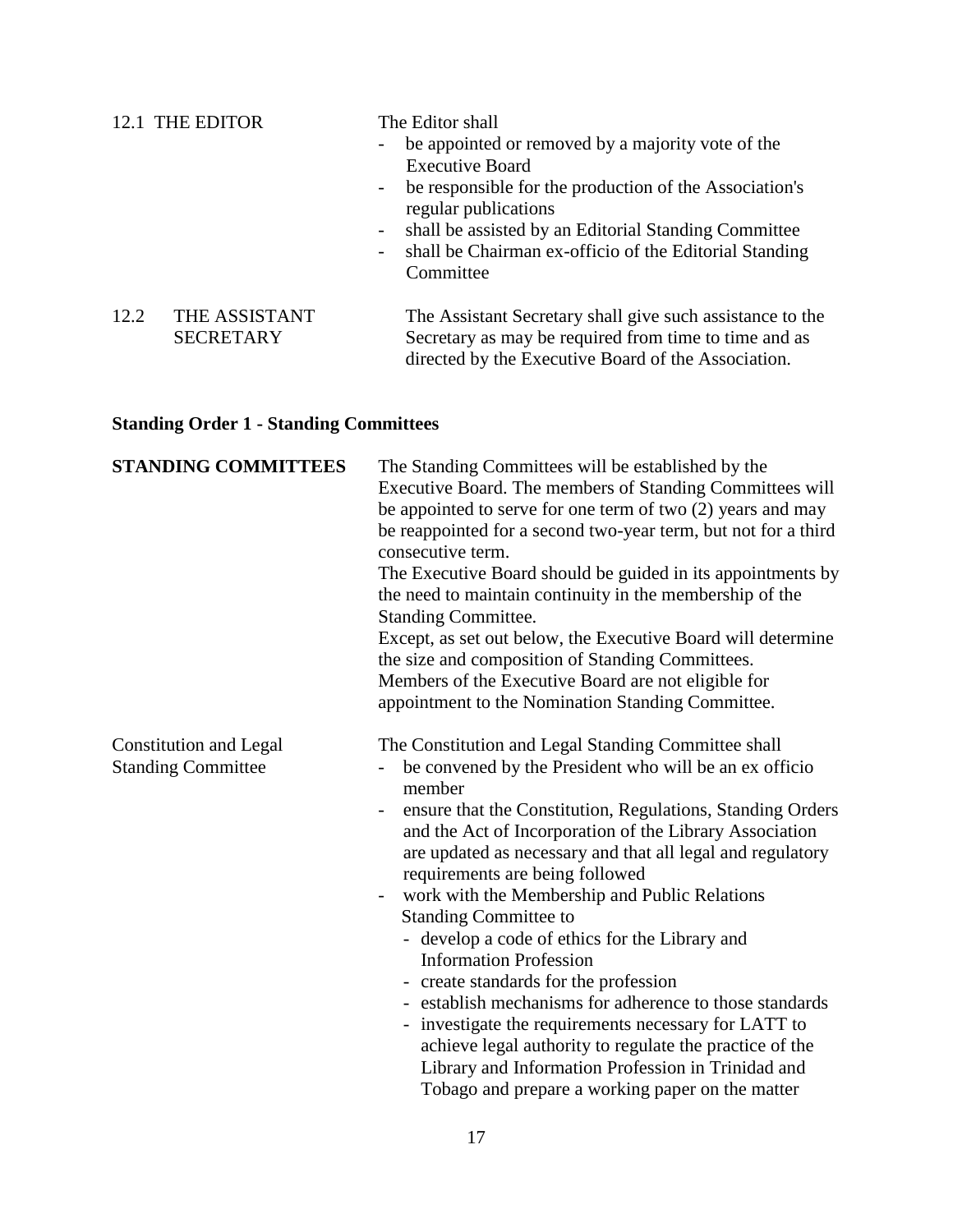**12.1 THE EDITOR**

The Editor shall

- be appointed or removed by a majority vote of the Executive Board
- be responsible for the production of the Association's regular publications
- shall be assisted by an Editorial Standing Committee
- shall be Chairman ex-officio of the Editorial Standing Committee

**12.2 THE ASSISTANT SECRETARY**

The Assistant Secretary shall give such assistance to the Secretary as may be required from time to time and as directed by the Executive Board of the Association.

## Standing Order 1 - Standing Committees

**STANDING COMMITTEES**

The Standing Committees will be established by the Executive Board. The members of Standing Committees will be appointed to serve for one term of two (2) years and may be reappointed for a second two-year term, but not for a third consecutive term.

The Executive Board should be guided in its appointments by the need to maintain continuity in the membership of the Standing Committee.

Except, as set out below, the Executive Board will determine the size and composition of Standing Committees.

Members of the Executive Board are not eligible for appointment to the Nomination Standing Committee.

**Constitution and Legal Standing Committee**

The Constitution and Legal Standing Committee shall

- be convened by the President who will be an ex officio member
- ensure that the Constitution, Regulations, Standing Orders and the Act of Incorporation of the Library Association are updated as necessary and that all legal and regulatory requirements are being followed
- work with the Membership and Public Relations Standing Committee to
  - develop a code of ethics for the Library and Information Profession
  - create standards for the profession
  - establish mechanisms for adherence to those standards
  - investigate the requirements necessary for LATT to achieve legal authority to regulate the practice of the Library and Information Profession in Trinidad and Tobago and prepare a working paper on the matter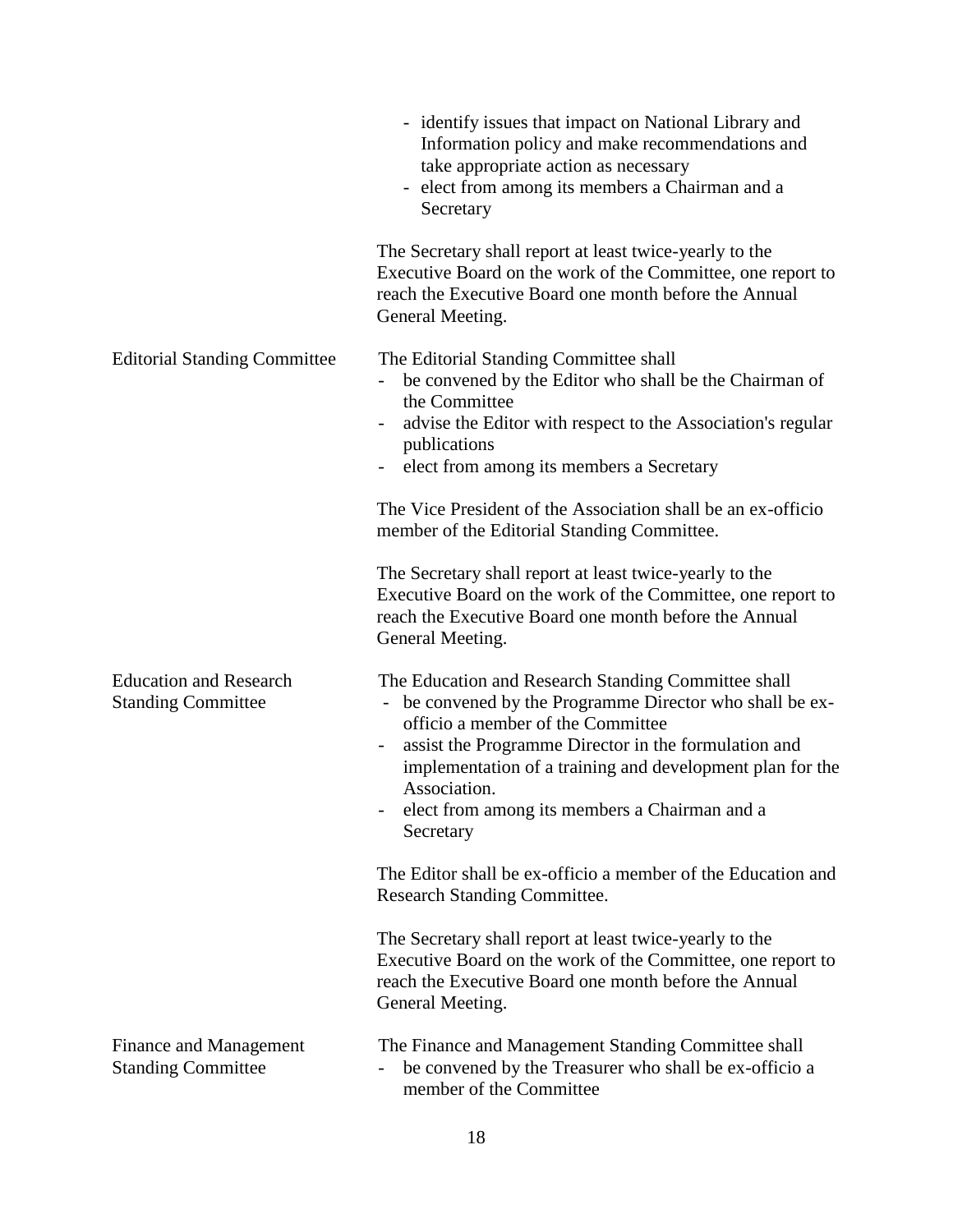- identify issues that impact on National Library and Information policy and make recommendations and take appropriate action as necessary
- elect from among its members a Chairman and a Secretary

The Secretary shall report at least twice-yearly to the Executive Board on the work of the Committee, one report to reach the Executive Board one month before the Annual General Meeting.

**Editorial Standing Committee**

The Editorial Standing Committee shall

- be convened by the Editor who shall be the Chairman of the Committee
- advise the Editor with respect to the Association's regular publications
- elect from among its members a Secretary

The Vice President of the Association shall be an ex-officio member of the Editorial Standing Committee.

The Secretary shall report at least twice-yearly to the Executive Board on the work of the Committee, one report to reach the Executive Board one month before the Annual General Meeting.

**Education and Research Standing Committee**

The Education and Research Standing Committee shall

- be convened by the Programme Director who shall be ex-officio a member of the Committee
- assist the Programme Director in the formulation and implementation of a training and development plan for the Association.
- elect from among its members a Chairman and a Secretary

The Editor shall be ex-officio a member of the Education and Research Standing Committee.

The Secretary shall report at least twice-yearly to the Executive Board on the work of the Committee, one report to reach the Executive Board one month before the Annual General Meeting.

**Finance and Management Standing Committee**

The Finance and Management Standing Committee shall

- be convened by the Treasurer who shall be ex-officio a member of the Committee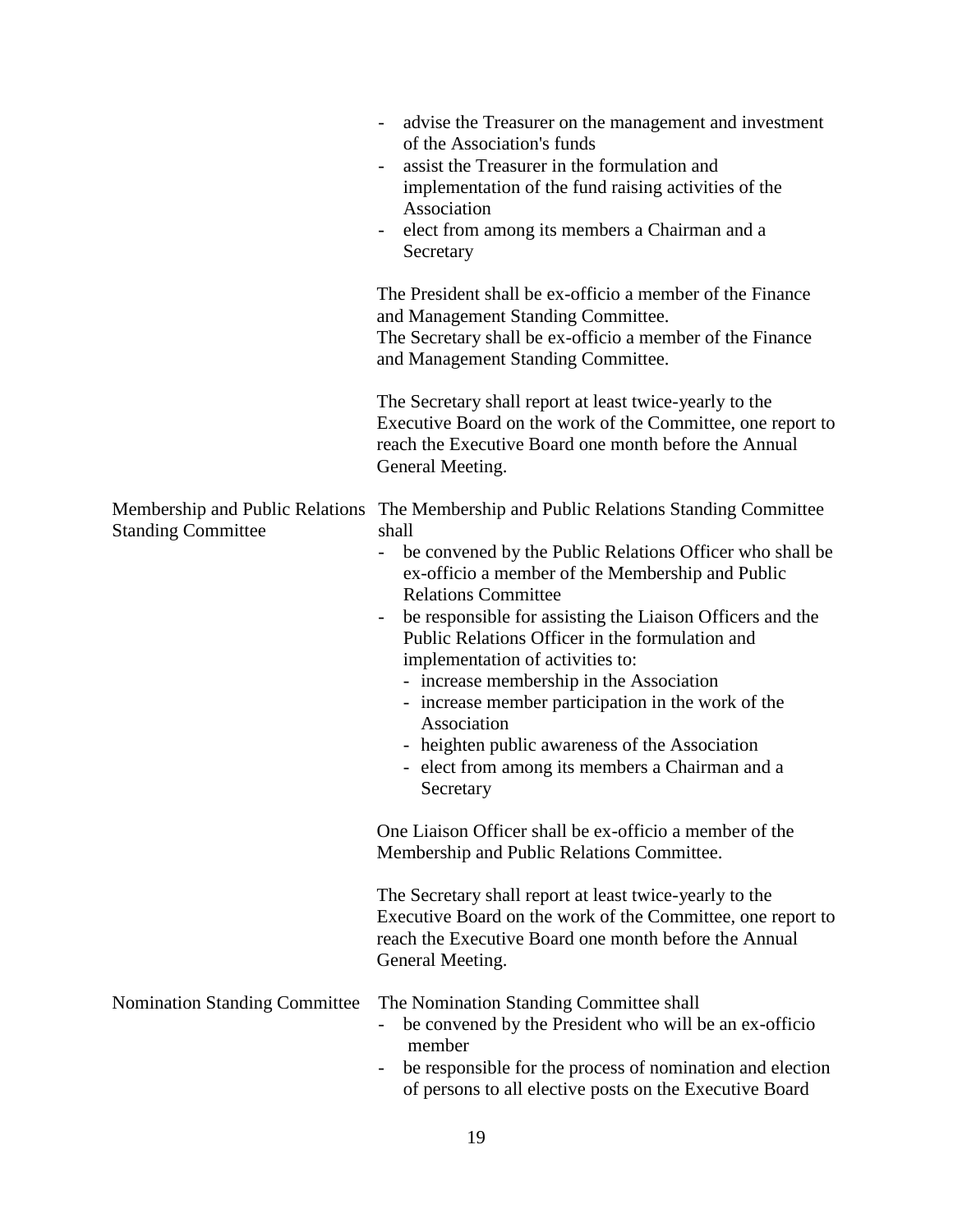- advise the Treasurer on the management and investment of the Association's funds
- assist the Treasurer in the formulation and implementation of the fund raising activities of the Association
- elect from among its members a Chairman and a Secretary

The President shall be ex-officio a member of the Finance and Management Standing Committee.
The Secretary shall be ex-officio a member of the Finance and Management Standing Committee.

The Secretary shall report at least twice-yearly to the Executive Board on the work of the Committee, one report to reach the Executive Board one month before the Annual General Meeting.

**Membership and Public Relations Standing Committee**

The Membership and Public Relations Standing Committee shall

- be convened by the Public Relations Officer who shall be ex-officio a member of the Membership and Public Relations Committee
- be responsible for assisting the Liaison Officers and the Public Relations Officer in the formulation and implementation of activities to:
  - increase membership in the Association
  - increase member participation in the work of the Association
  - heighten public awareness of the Association
  - elect from among its members a Chairman and a Secretary

One Liaison Officer shall be ex-officio a member of the Membership and Public Relations Committee.

The Secretary shall report at least twice-yearly to the Executive Board on the work of the Committee, one report to reach the Executive Board one month before the Annual General Meeting.

**Nomination Standing Committee**

The Nomination Standing Committee shall

- be convened by the President who will be an ex-officio member
- be responsible for the process of nomination and election of persons to all elective posts on the Executive Board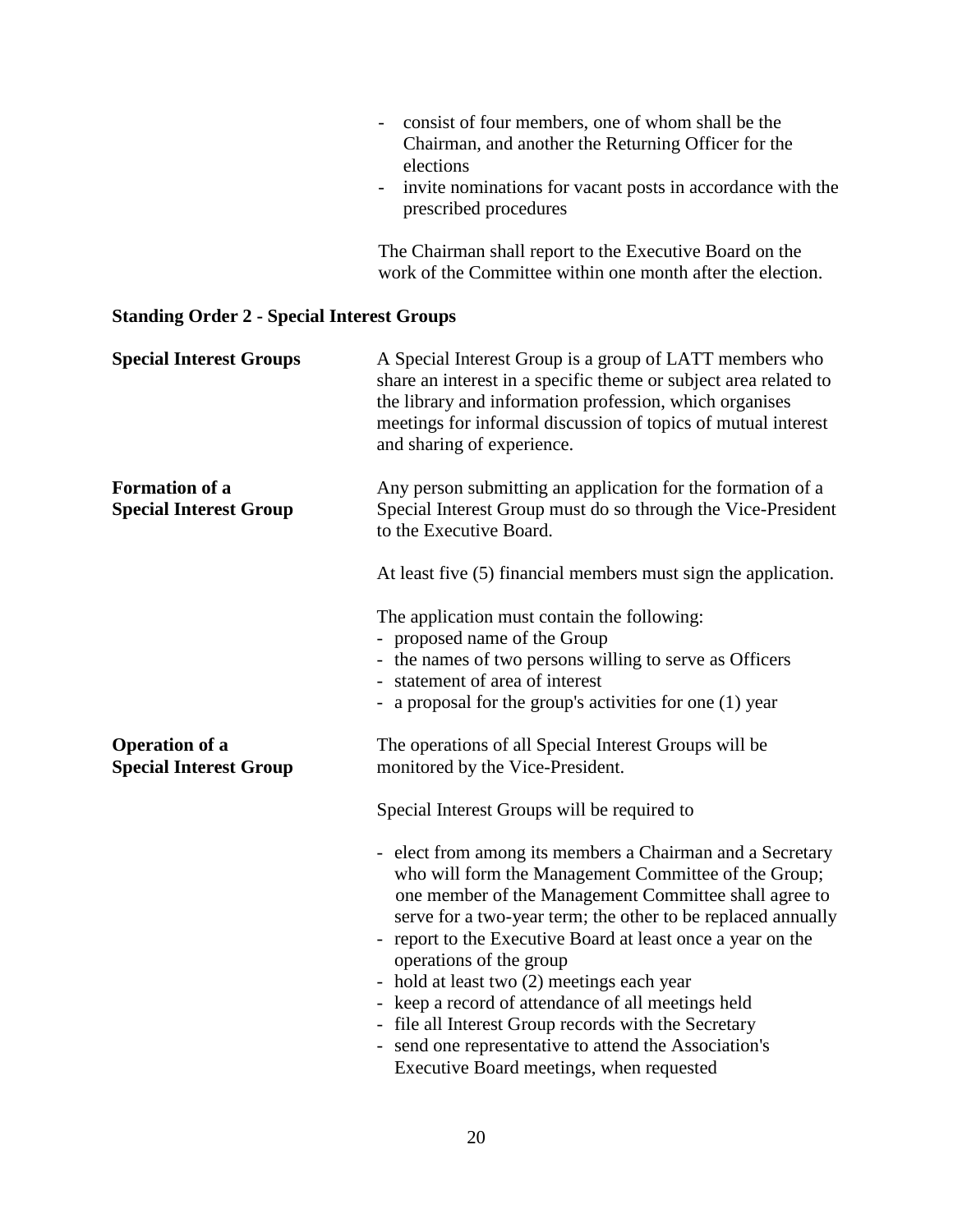- consist of four members, one of whom shall be the Chairman, and another the Returning Officer for the elections
- invite nominations for vacant posts in accordance with the prescribed procedures

The Chairman shall report to the Executive Board on the work of the Committee within one month after the election.

## Standing Order 2 - Special Interest Groups

**Special Interest Groups**

A Special Interest Group is a group of LATT members who share an interest in a specific theme or subject area related to the library and information profession, which organises meetings for informal discussion of topics of mutual interest and sharing of experience.

**Formation of a Special Interest Group**

Any person submitting an application for the formation of a Special Interest Group must do so through the Vice-President to the Executive Board.

At least five (5) financial members must sign the application.

The application must contain the following:

- proposed name of the Group
- the names of two persons willing to serve as Officers
- statement of area of interest
- a proposal for the group's activities for one (1) year

**Operation of a Special Interest Group**

The operations of all Special Interest Groups will be monitored by the Vice-President.

Special Interest Groups will be required to

- elect from among its members a Chairman and a Secretary who will form the Management Committee of the Group; one member of the Management Committee shall agree to serve for a two-year term; the other to be replaced annually
- report to the Executive Board at least once a year on the operations of the group
- hold at least two (2) meetings each year
- keep a record of attendance of all meetings held
- file all Interest Group records with the Secretary
- send one representative to attend the Association's Executive Board meetings, when requested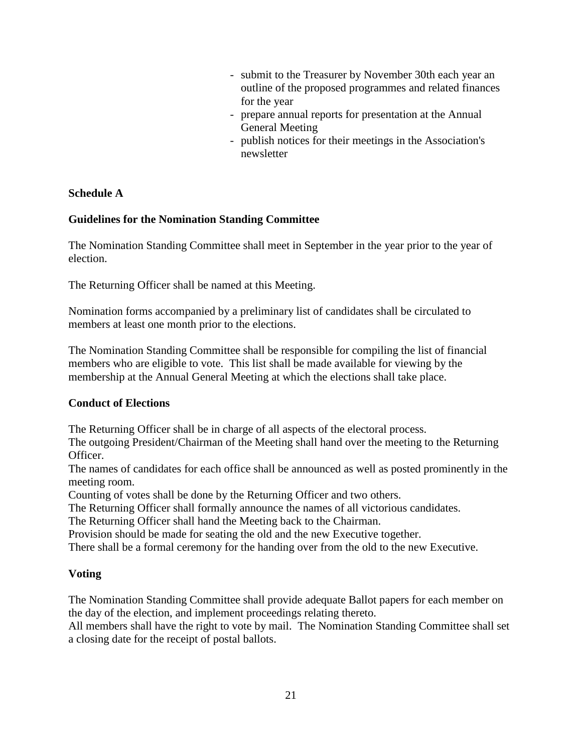- submit to the Treasurer by November 30th each year an outline of the proposed programmes and related finances for the year
- prepare annual reports for presentation at the Annual General Meeting
- publish notices for their meetings in the Association's newsletter

**Schedule A**

**Guidelines for the Nomination Standing Committee**

The Nomination Standing Committee shall meet in September in the year prior to the year of election.

The Returning Officer shall be named at this Meeting.

Nomination forms accompanied by a preliminary list of candidates shall be circulated to members at least one month prior to the elections.

The Nomination Standing Committee shall be responsible for compiling the list of financial members who are eligible to vote. This list shall be made available for viewing by the membership at the Annual General Meeting at which the elections shall take place.

**Conduct of Elections**

The Returning Officer shall be in charge of all aspects of the electoral process.
The outgoing President/Chairman of the Meeting shall hand over the meeting to the Returning Officer.
The names of candidates for each office shall be announced as well as posted prominently in the meeting room.
Counting of votes shall be done by the Returning Officer and two others.
The Returning Officer shall formally announce the names of all victorious candidates.
The Returning Officer shall hand the Meeting back to the Chairman.
Provision should be made for seating the old and the new Executive together.
There shall be a formal ceremony for the handing over from the old to the new Executive.

**Voting**

The Nomination Standing Committee shall provide adequate Ballot papers for each member on the day of the election, and implement proceedings relating thereto.
All members shall have the right to vote by mail. The Nomination Standing Committee shall set a closing date for the receipt of postal ballots.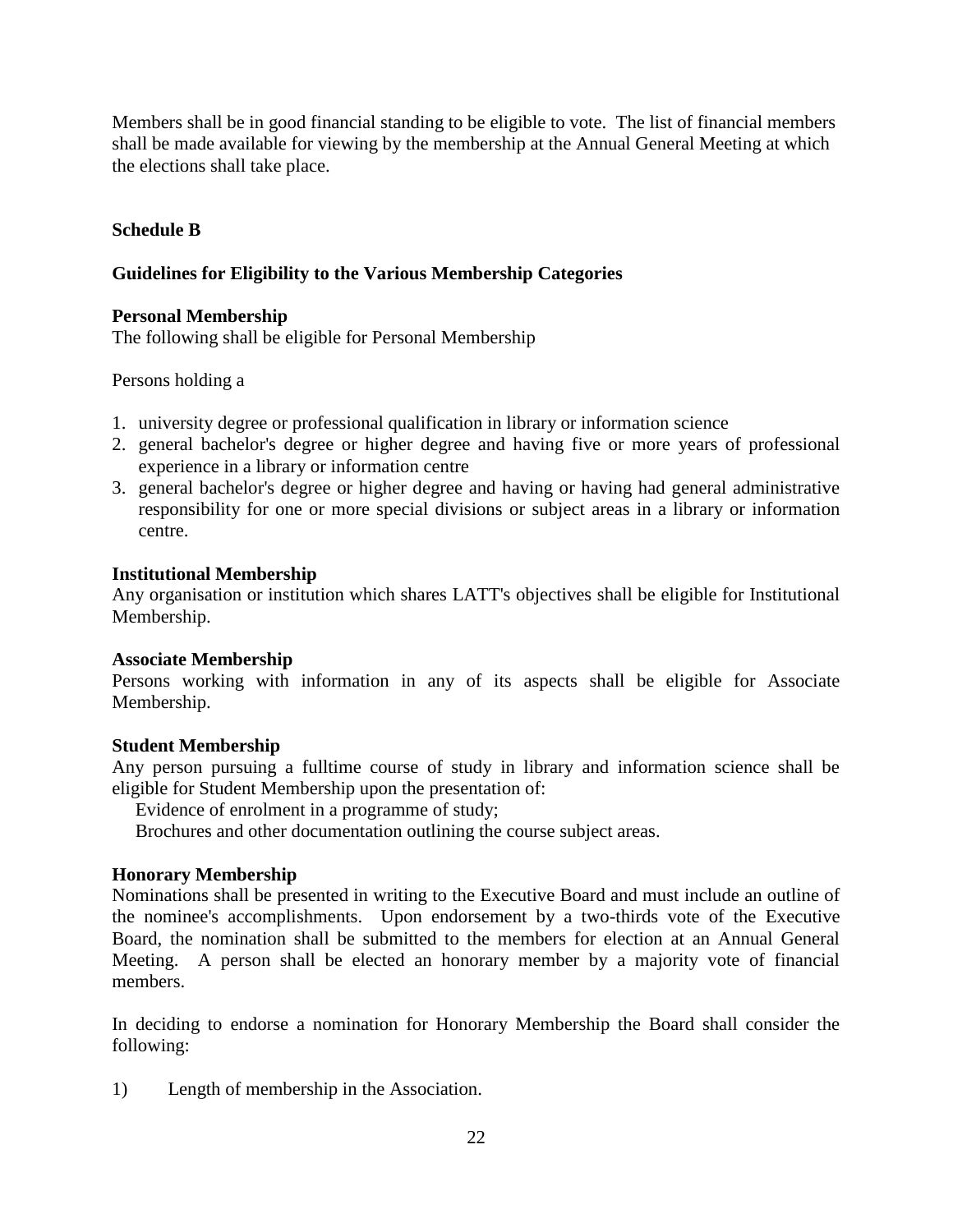Members shall be in good financial standing to be eligible to vote. The list of financial members shall be made available for viewing by the membership at the Annual General Meeting at which the elections shall take place.

## Schedule B

### Guidelines for Eligibility to the Various Membership Categories

**Personal Membership**
The following shall be eligible for Personal Membership

Persons holding a

1. university degree or professional qualification in library or information science
2. general bachelor's degree or higher degree and having five or more years of professional experience in a library or information centre
3. general bachelor's degree or higher degree and having or having had general administrative responsibility for one or more special divisions or subject areas in a library or information centre.

**Institutional Membership**
Any organisation or institution which shares LATT's objectives shall be eligible for Institutional Membership.

**Associate Membership**
Persons working with information in any of its aspects shall be eligible for Associate Membership.

**Student Membership**
Any person pursuing a fulltime course of study in library and information science shall be eligible for Student Membership upon the presentation of:

Evidence of enrolment in a programme of study;
Brochures and other documentation outlining the course subject areas.

**Honorary Membership**
Nominations shall be presented in writing to the Executive Board and must include an outline of the nominee's accomplishments. Upon endorsement by a two-thirds vote of the Executive Board, the nomination shall be submitted to the members for election at an Annual General Meeting. A person shall be elected an honorary member by a majority vote of financial members.

In deciding to endorse a nomination for Honorary Membership the Board shall consider the following:

1) Length of membership in the Association.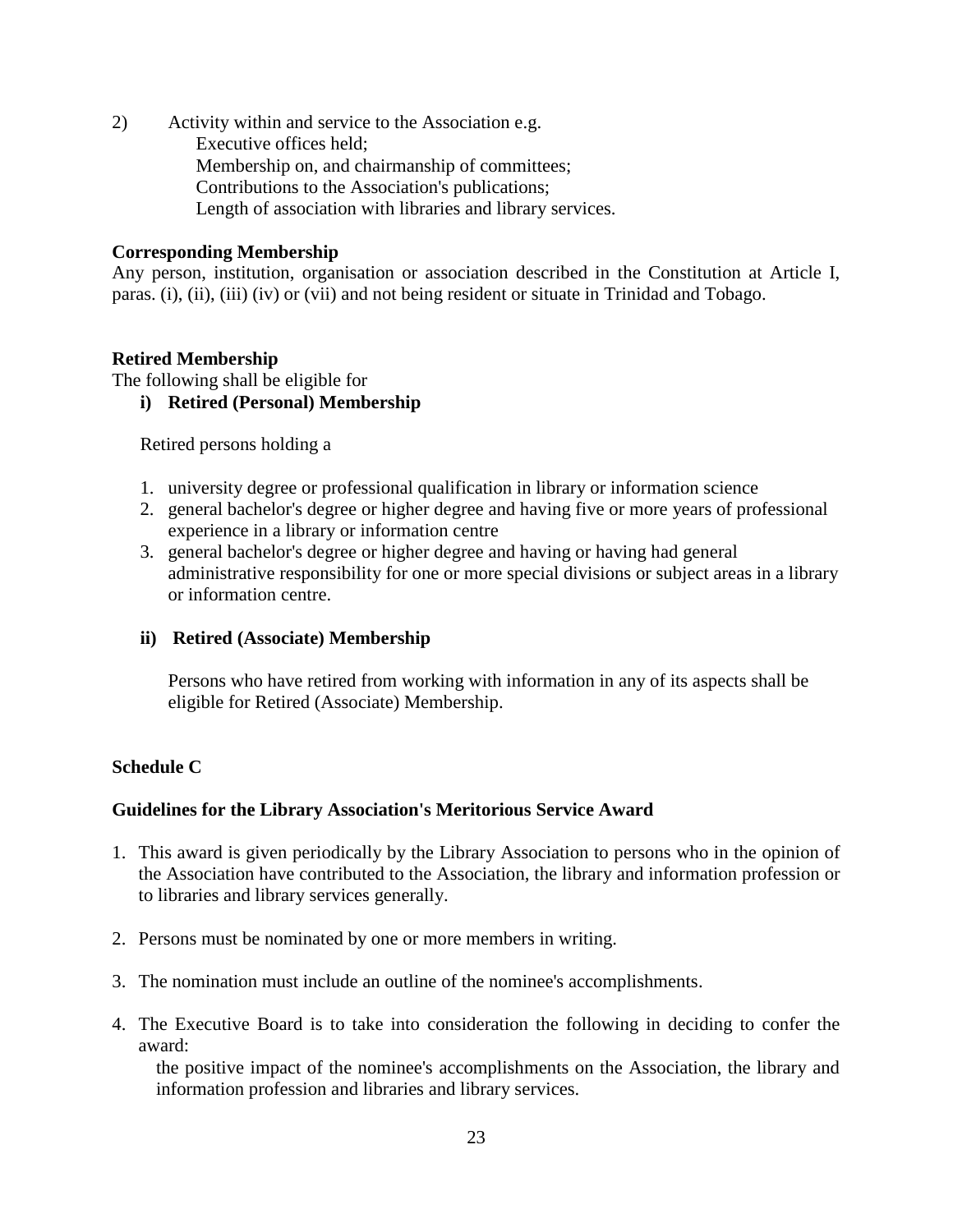2) Activity within and service to the Association e.g.

   Executive offices held;
   Membership on, and chairmanship of committees;
   Contributions to the Association's publications;
   Length of association with libraries and library services.

**Corresponding Membership**

Any person, institution, organisation or association described in the Constitution at Article I, paras. (i), (ii), (iii) (iv) or (vii) and not being resident or situate in Trinidad and Tobago.

**Retired Membership**

The following shall be eligible for

**i) Retired (Personal) Membership**

Retired persons holding a

1. university degree or professional qualification in library or information science
2. general bachelor's degree or higher degree and having five or more years of professional experience in a library or information centre
3. general bachelor's degree or higher degree and having or having had general administrative responsibility for one or more special divisions or subject areas in a library or information centre.

**ii) Retired (Associate) Membership**

Persons who have retired from working with information in any of its aspects shall be eligible for Retired (Associate) Membership.

**Schedule C**

**Guidelines for the Library Association's Meritorious Service Award**

1. This award is given periodically by the Library Association to persons who in the opinion of the Association have contributed to the Association, the library and information profession or to libraries and library services generally.
2. Persons must be nominated by one or more members in writing.
3. The nomination must include an outline of the nominee's accomplishments.
4. The Executive Board is to take into consideration the following in deciding to confer the award:

   the positive impact of the nominee's accomplishments on the Association, the library and information profession and libraries and library services.